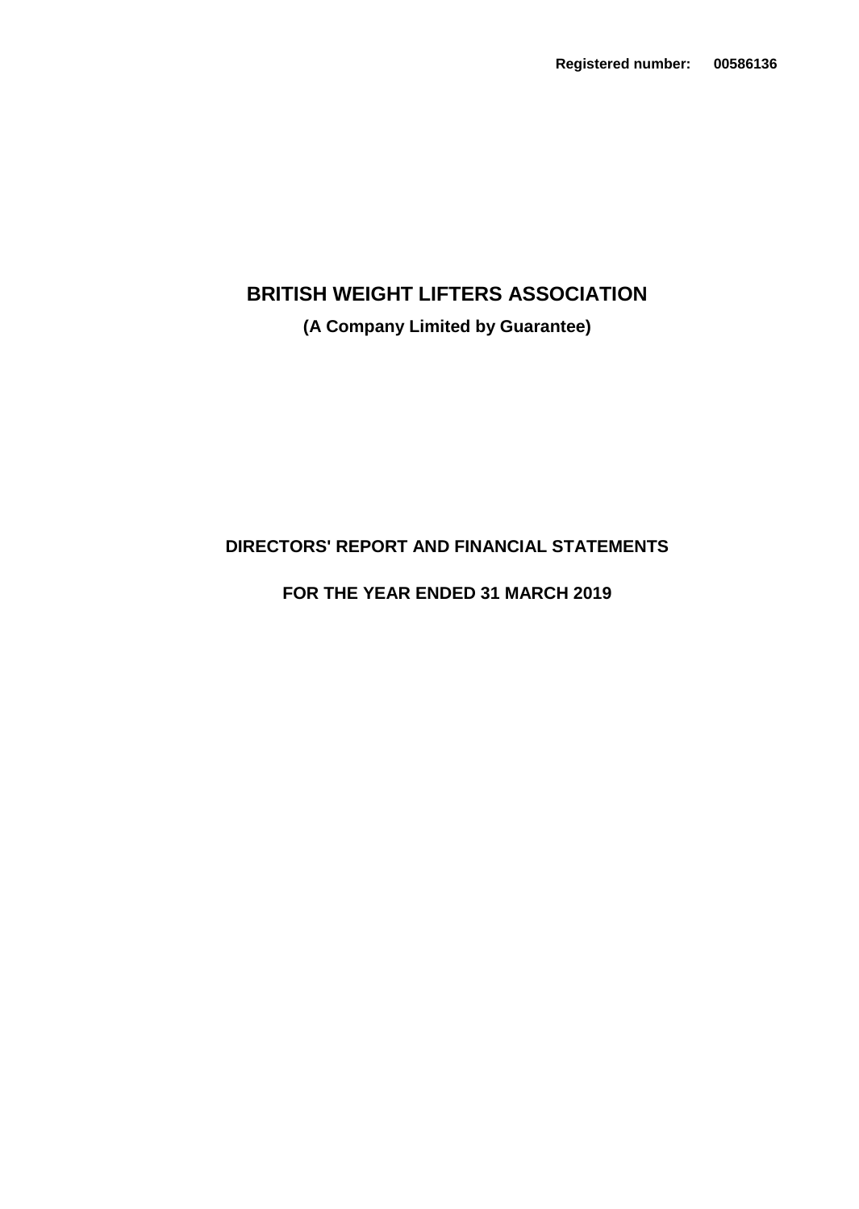**Registered number: 00586136**

# BRITISH WEIGHT LIFTERS ASSOCIATION

**(A Company Limited by Guarantee)**

## DIRECTORS' REPORT AND FINANCIAL STATEMENTS

## FOR THE YEAR ENDED 31 MARCH 2019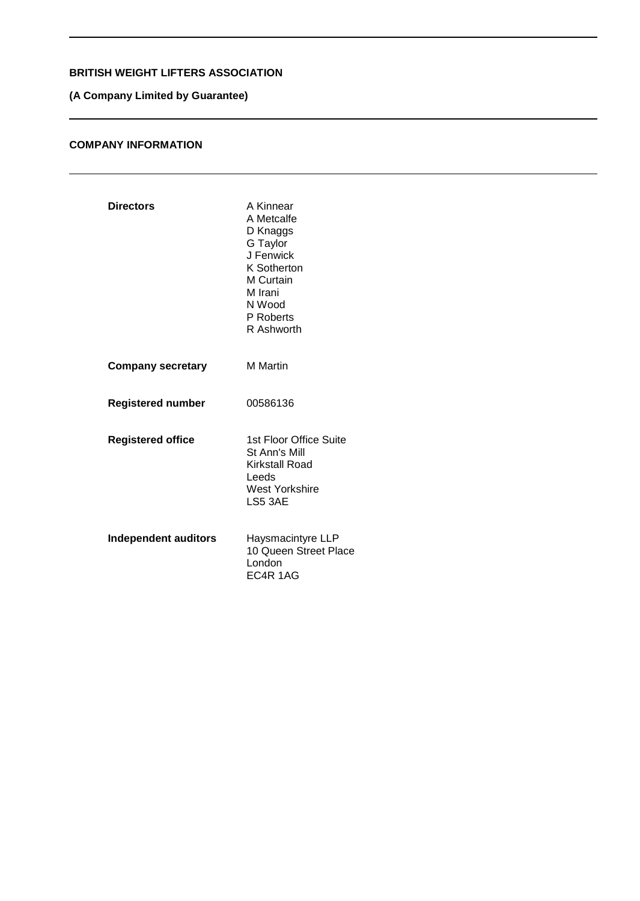**BRITISH WEIGHT LIFTERS ASSOCIATION**

**(A Company Limited by Guarantee)**

---

## COMPANY INFORMATION

---

| | |
|---|---|
| **Directors** | A Kinnear<br>A Metcalfe<br>D Knaggs<br>G Taylor<br>J Fenwick<br>K Sotherton<br>M Curtain<br>M Irani<br>N Wood<br>P Roberts<br>R Ashworth |
| **Company secretary** | M Martin |
| **Registered number** | 00586136 |
| **Registered office** | 1st Floor Office Suite<br>St Ann's Mill<br>Kirkstall Road<br>Leeds<br>West Yorkshire<br>LS5 3AE |
| **Independent auditors** | Haysmacintyre LLP<br>10 Queen Street Place<br>London<br>EC4R 1AG |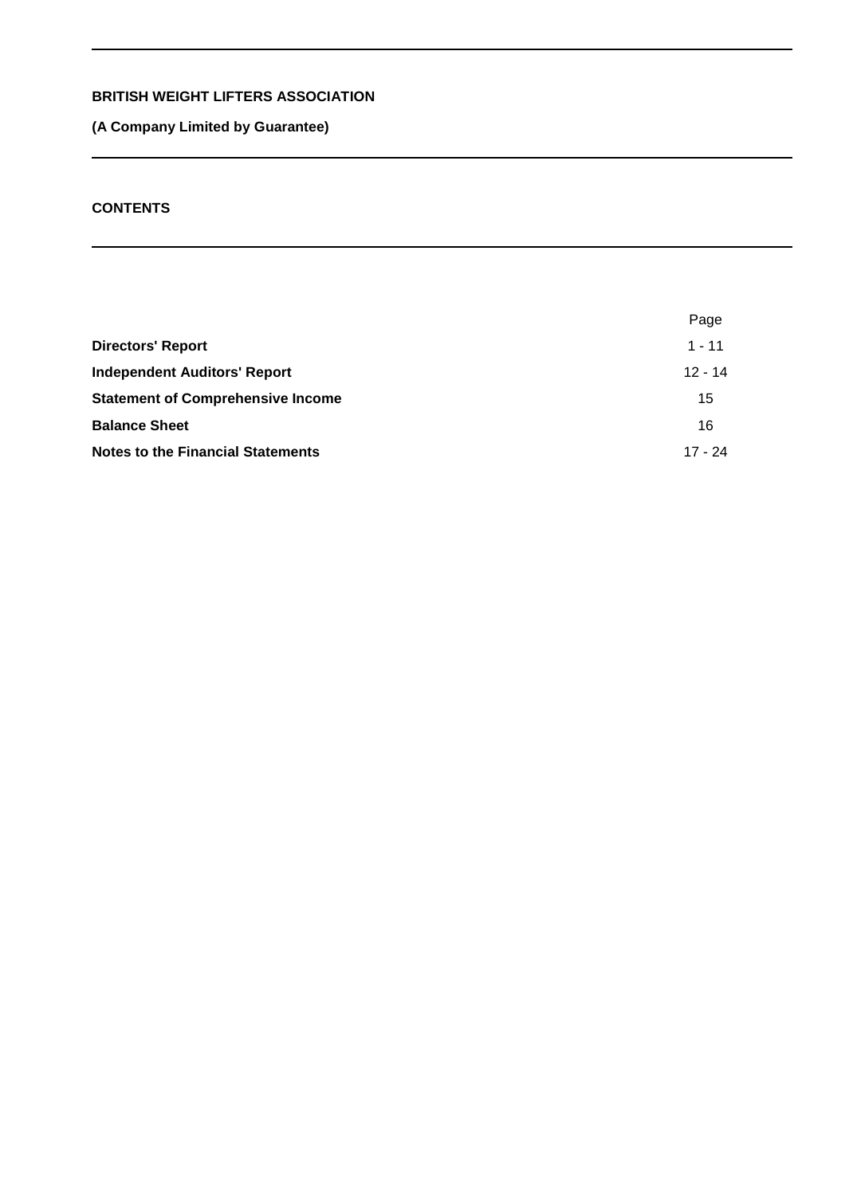**BRITISH WEIGHT LIFTERS ASSOCIATION**

**(A Company Limited by Guarantee)**

**CONTENTS**

| | Page |
|---|---|
| **Directors' Report** | 1 - 11 |
| **Independent Auditors' Report** | 12 - 14 |
| **Statement of Comprehensive Income** | 15 |
| **Balance Sheet** | 16 |
| **Notes to the Financial Statements** | 17 - 24 |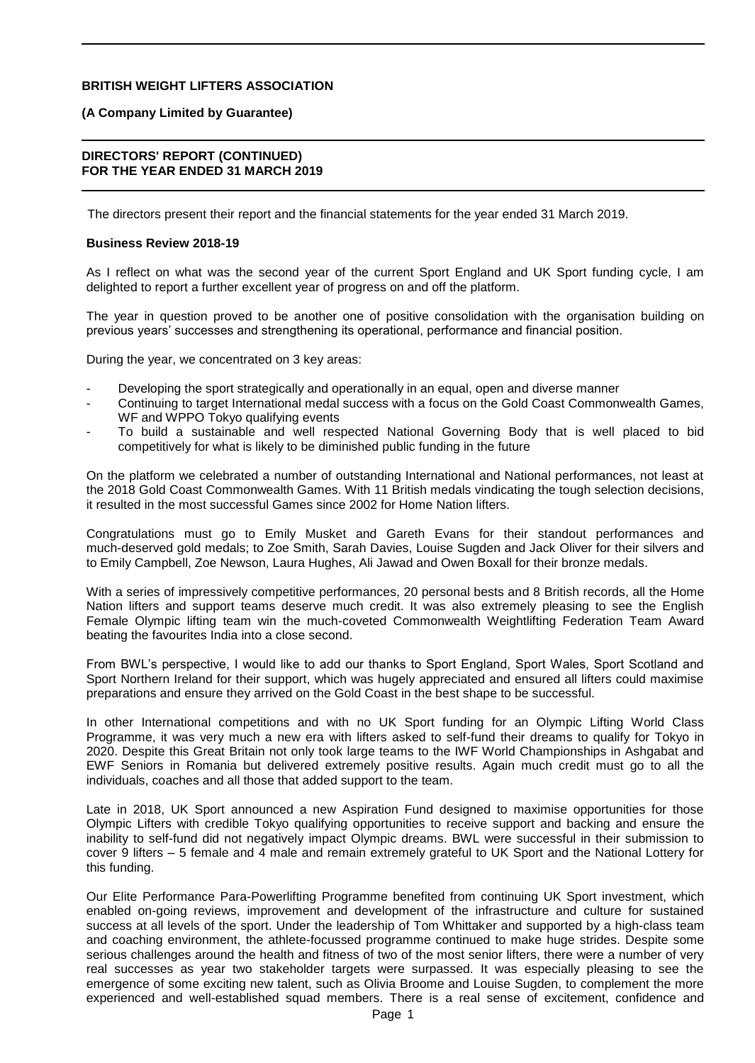**BRITISH WEIGHT LIFTERS ASSOCIATION**

**(A Company Limited by Guarantee)**

**DIRECTORS' REPORT (CONTINUED)**
**FOR THE YEAR ENDED 31 MARCH 2019**

The directors present their report and the financial statements for the year ended 31 March 2019.

**Business Review 2018-19**

As I reflect on what was the second year of the current Sport England and UK Sport funding cycle, I am delighted to report a further excellent year of progress on and off the platform.

The year in question proved to be another one of positive consolidation with the organisation building on previous years' successes and strengthening its operational, performance and financial position.

During the year, we concentrated on 3 key areas:

- Developing the sport strategically and operationally in an equal, open and diverse manner
- Continuing to target International medal success with a focus on the Gold Coast Commonwealth Games, WF and WPPO Tokyo qualifying events
- To build a sustainable and well respected National Governing Body that is well placed to bid competitively for what is likely to be diminished public funding in the future

On the platform we celebrated a number of outstanding International and National performances, not least at the 2018 Gold Coast Commonwealth Games. With 11 British medals vindicating the tough selection decisions, it resulted in the most successful Games since 2002 for Home Nation lifters.

Congratulations must go to Emily Musket and Gareth Evans for their standout performances and much-deserved gold medals; to Zoe Smith, Sarah Davies, Louise Sugden and Jack Oliver for their silvers and to Emily Campbell, Zoe Newson, Laura Hughes, Ali Jawad and Owen Boxall for their bronze medals.

With a series of impressively competitive performances, 20 personal bests and 8 British records, all the Home Nation lifters and support teams deserve much credit. It was also extremely pleasing to see the English Female Olympic lifting team win the much-coveted Commonwealth Weightlifting Federation Team Award beating the favourites India into a close second.

From BWL's perspective, I would like to add our thanks to Sport England, Sport Wales, Sport Scotland and Sport Northern Ireland for their support, which was hugely appreciated and ensured all lifters could maximise preparations and ensure they arrived on the Gold Coast in the best shape to be successful.

In other International competitions and with no UK Sport funding for an Olympic Lifting World Class Programme, it was very much a new era with lifters asked to self-fund their dreams to qualify for Tokyo in 2020. Despite this Great Britain not only took large teams to the IWF World Championships in Ashgabat and EWF Seniors in Romania but delivered extremely positive results. Again much credit must go to all the individuals, coaches and all those that added support to the team.

Late in 2018, UK Sport announced a new Aspiration Fund designed to maximise opportunities for those Olympic Lifters with credible Tokyo qualifying opportunities to receive support and backing and ensure the inability to self-fund did not negatively impact Olympic dreams. BWL were successful in their submission to cover 9 lifters – 5 female and 4 male and remain extremely grateful to UK Sport and the National Lottery for this funding.

Our Elite Performance Para-Powerlifting Programme benefited from continuing UK Sport investment, which enabled on-going reviews, improvement and development of the infrastructure and culture for sustained success at all levels of the sport. Under the leadership of Tom Whittaker and supported by a high-class team and coaching environment, the athlete-focussed programme continued to make huge strides. Despite some serious challenges around the health and fitness of two of the most senior lifters, there were a number of very real successes as year two stakeholder targets were surpassed. It was especially pleasing to see the emergence of some exciting new talent, such as Olivia Broome and Louise Sugden, to complement the more experienced and well-established squad members. There is a real sense of excitement, confidence and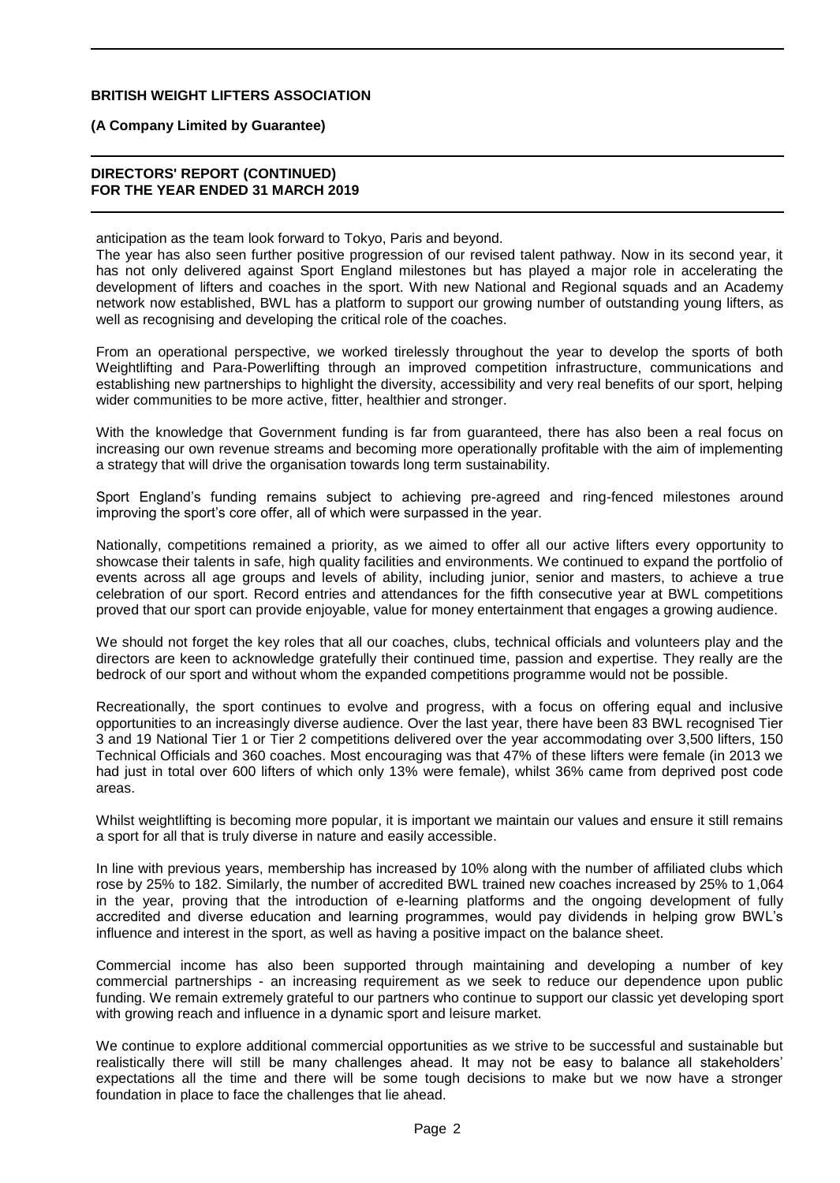anticipation as the team look forward to Tokyo, Paris and beyond.

The year has also seen further positive progression of our revised talent pathway. Now in its second year, it has not only delivered against Sport England milestones but has played a major role in accelerating the development of lifters and coaches in the sport. With new National and Regional squads and an Academy network now established, BWL has a platform to support our growing number of outstanding young lifters, as well as recognising and developing the critical role of the coaches.

From an operational perspective, we worked tirelessly throughout the year to develop the sports of both Weightlifting and Para-Powerlifting through an improved competition infrastructure, communications and establishing new partnerships to highlight the diversity, accessibility and very real benefits of our sport, helping wider communities to be more active, fitter, healthier and stronger.

With the knowledge that Government funding is far from guaranteed, there has also been a real focus on increasing our own revenue streams and becoming more operationally profitable with the aim of implementing a strategy that will drive the organisation towards long term sustainability.

Sport England's funding remains subject to achieving pre-agreed and ring-fenced milestones around improving the sport's core offer, all of which were surpassed in the year.

Nationally, competitions remained a priority, as we aimed to offer all our active lifters every opportunity to showcase their talents in safe, high quality facilities and environments. We continued to expand the portfolio of events across all age groups and levels of ability, including junior, senior and masters, to achieve a true celebration of our sport. Record entries and attendances for the fifth consecutive year at BWL competitions proved that our sport can provide enjoyable, value for money entertainment that engages a growing audience.

We should not forget the key roles that all our coaches, clubs, technical officials and volunteers play and the directors are keen to acknowledge gratefully their continued time, passion and expertise. They really are the bedrock of our sport and without whom the expanded competitions programme would not be possible.

Recreationally, the sport continues to evolve and progress, with a focus on offering equal and inclusive opportunities to an increasingly diverse audience. Over the last year, there have been 83 BWL recognised Tier 3 and 19 National Tier 1 or Tier 2 competitions delivered over the year accommodating over 3,500 lifters, 150 Technical Officials and 360 coaches. Most encouraging was that 47% of these lifters were female (in 2013 we had just in total over 600 lifters of which only 13% were female), whilst 36% came from deprived post code areas.

Whilst weightlifting is becoming more popular, it is important we maintain our values and ensure it still remains a sport for all that is truly diverse in nature and easily accessible.

In line with previous years, membership has increased by 10% along with the number of affiliated clubs which rose by 25% to 182. Similarly, the number of accredited BWL trained new coaches increased by 25% to 1,064 in the year, proving that the introduction of e-learning platforms and the ongoing development of fully accredited and diverse education and learning programmes, would pay dividends in helping grow BWL's influence and interest in the sport, as well as having a positive impact on the balance sheet.

Commercial income has also been supported through maintaining and developing a number of key commercial partnerships - an increasing requirement as we seek to reduce our dependence upon public funding. We remain extremely grateful to our partners who continue to support our classic yet developing sport with growing reach and influence in a dynamic sport and leisure market.

We continue to explore additional commercial opportunities as we strive to be successful and sustainable but realistically there will still be many challenges ahead. It may not be easy to balance all stakeholders' expectations all the time and there will be some tough decisions to make but we now have a stronger foundation in place to face the challenges that lie ahead.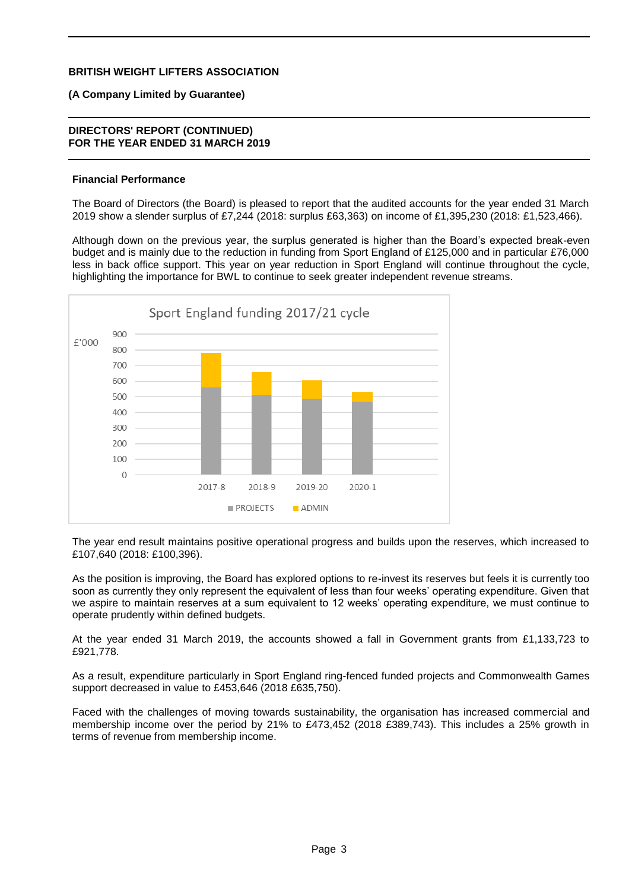### Financial Performance

The Board of Directors (the Board) is pleased to report that the audited accounts for the year ended 31 March 2019 show a slender surplus of £7,244 (2018: surplus £63,363) on income of £1,395,230 (2018: £1,523,466).

Although down on the previous year, the surplus generated is higher than the Board's expected break-even budget and is mainly due to the reduction in funding from Sport England of £125,000 and in particular £76,000 less in back office support. This year on year reduction in Sport England will continue throughout the cycle, highlighting the importance for BWL to continue to seek greater independent revenue streams.

**Sport England funding 2017/21 cycle**

The year end result maintains positive operational progress and builds upon the reserves, which increased to £107,640 (2018: £100,396).

As the position is improving, the Board has explored options to re-invest its reserves but feels it is currently too soon as currently they only represent the equivalent of less than four weeks' operating expenditure. Given that we aspire to maintain reserves at a sum equivalent to 12 weeks' operating expenditure, we must continue to operate prudently within defined budgets.

At the year ended 31 March 2019, the accounts showed a fall in Government grants from £1,133,723 to £921,778.

As a result, expenditure particularly in Sport England ring-fenced funded projects and Commonwealth Games support decreased in value to £453,646 (2018 £635,750).

Faced with the challenges of moving towards sustainability, the organisation has increased commercial and membership income over the period by 21% to £473,452 (2018 £389,743). This includes a 25% growth in terms of revenue from membership income.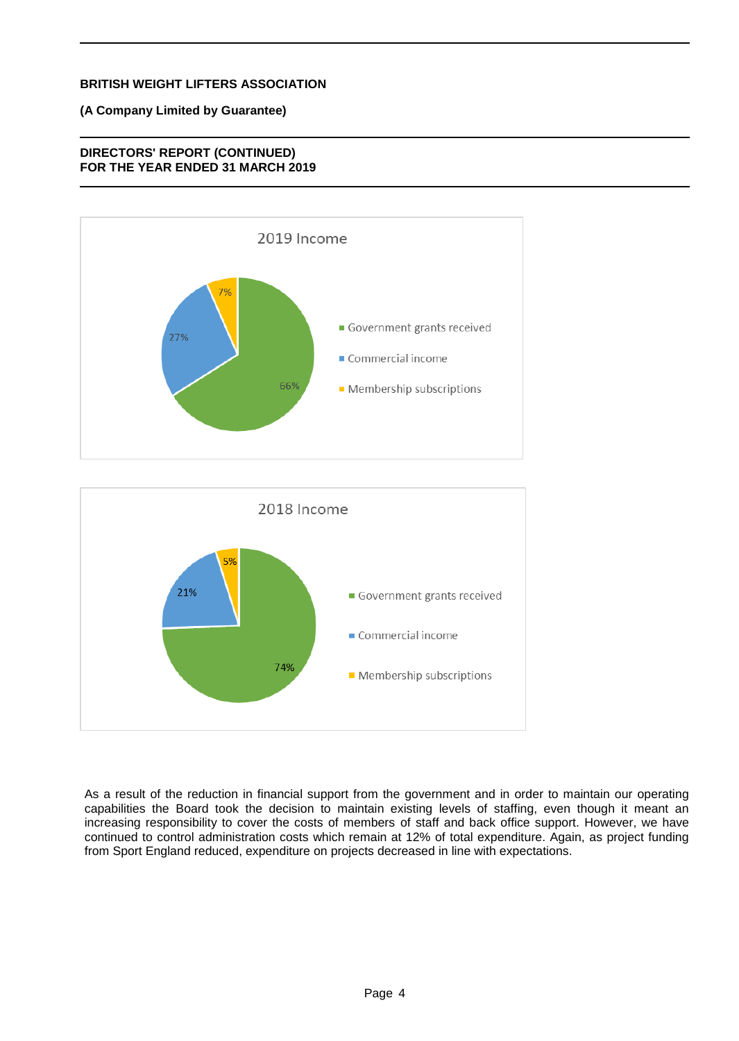**BRITISH WEIGHT LIFTERS ASSOCIATION**

**(A Company Limited by Guarantee)**

**DIRECTORS' REPORT (CONTINUED)**
**FOR THE YEAR ENDED 31 MARCH 2019**

2019 Income

- Government grants received: 66%
- Commercial income: 27%
- Membership subscriptions: 7%

2018 Income

- Government grants received: 74%
- Commercial income: 21%
- Membership subscriptions: 5%

As a result of the reduction in financial support from the government and in order to maintain our operating capabilities the Board took the decision to maintain existing levels of staffing, even though it meant an increasing responsibility to cover the costs of members of staff and back office support. However, we have continued to control administration costs which remain at 12% of total expenditure. Again, as project funding from Sport England reduced, expenditure on projects decreased in line with expectations.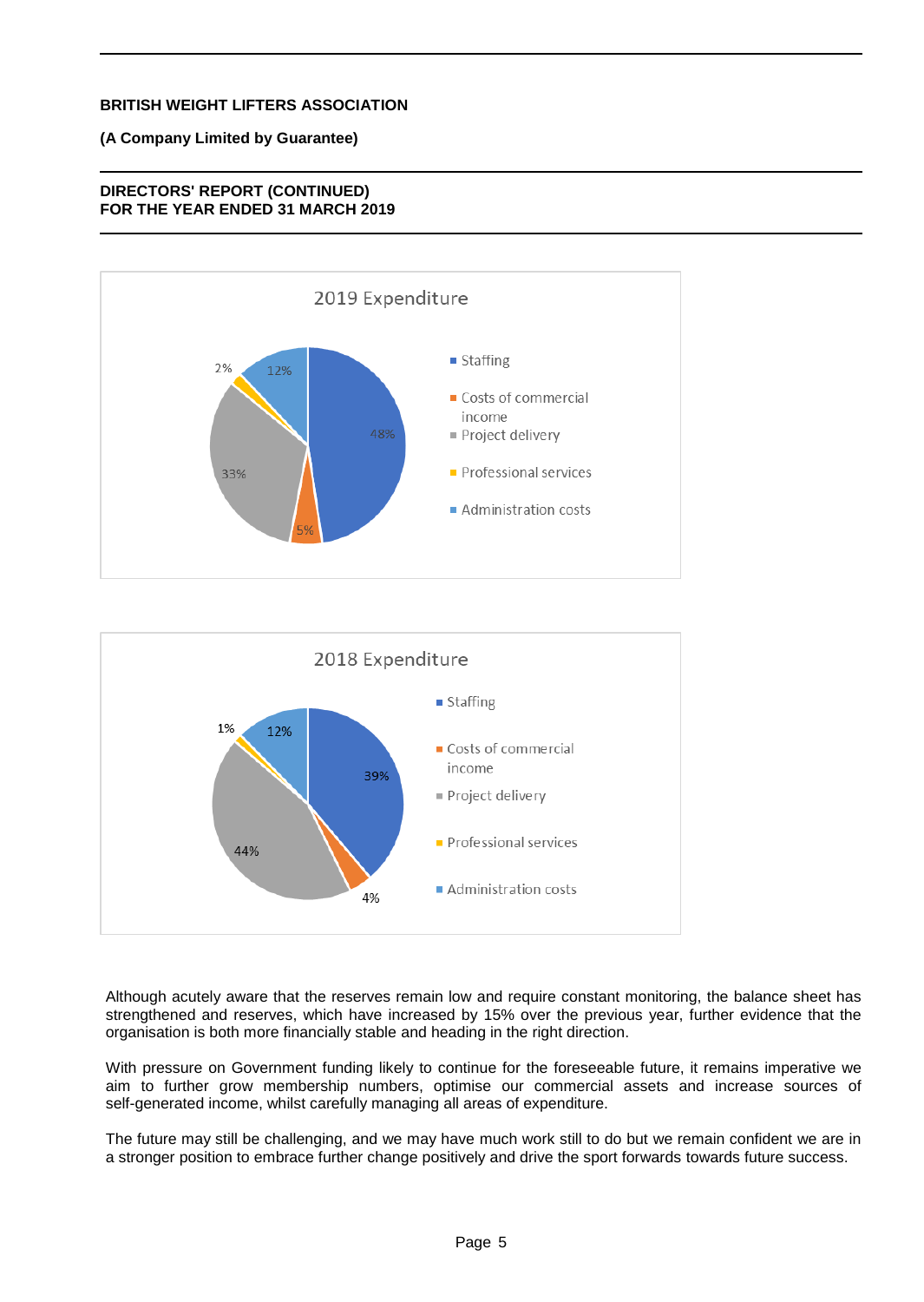## 2019 Expenditure

- Staffing: 48%
- Costs of commercial income: 5%
- Project delivery: 33%
- Professional services: 2%
- Administration costs: 12%

## 2018 Expenditure

- Staffing: 39%
- Costs of commercial income: 4%
- Project delivery: 44%
- Professional services: 1%
- Administration costs: 12%

Although acutely aware that the reserves remain low and require constant monitoring, the balance sheet has strengthened and reserves, which have increased by 15% over the previous year, further evidence that the organisation is both more financially stable and heading in the right direction.

With pressure on Government funding likely to continue for the foreseeable future, it remains imperative we aim to further grow membership numbers, optimise our commercial assets and increase sources of self-generated income, whilst carefully managing all areas of expenditure.

The future may still be challenging, and we may have much work still to do but we remain confident we are in a stronger position to embrace further change positively and drive the sport forwards towards future success.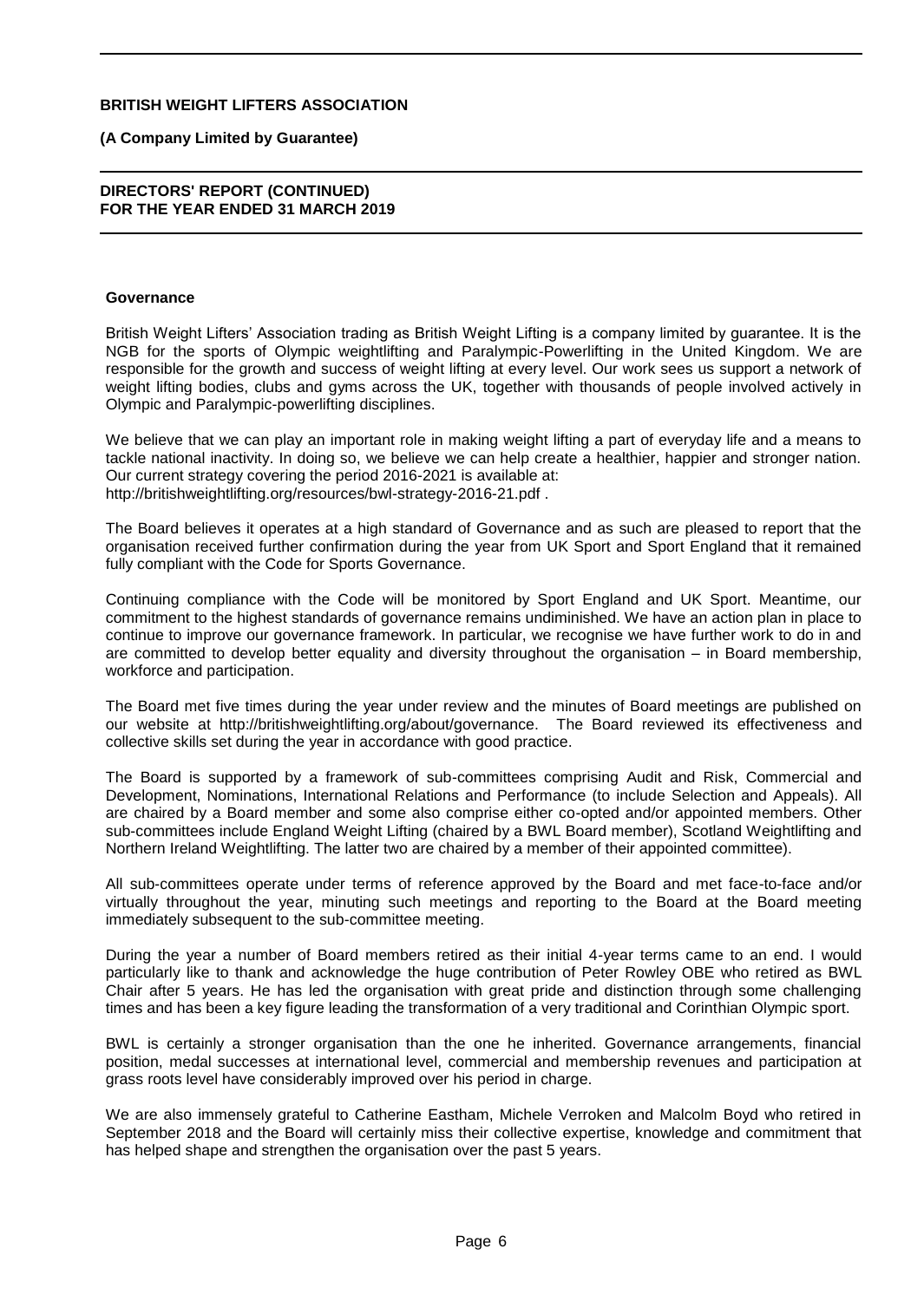## Governance

British Weight Lifters' Association trading as British Weight Lifting is a company limited by guarantee. It is the NGB for the sports of Olympic weightlifting and Paralympic-Powerlifting in the United Kingdom. We are responsible for the growth and success of weight lifting at every level. Our work sees us support a network of weight lifting bodies, clubs and gyms across the UK, together with thousands of people involved actively in Olympic and Paralympic-powerlifting disciplines.

We believe that we can play an important role in making weight lifting a part of everyday life and a means to tackle national inactivity. In doing so, we believe we can help create a healthier, happier and stronger nation. Our current strategy covering the period 2016-2021 is available at: http://britishweightlifting.org/resources/bwl-strategy-2016-21.pdf .

The Board believes it operates at a high standard of Governance and as such are pleased to report that the organisation received further confirmation during the year from UK Sport and Sport England that it remained fully compliant with the Code for Sports Governance.

Continuing compliance with the Code will be monitored by Sport England and UK Sport. Meantime, our commitment to the highest standards of governance remains undiminished. We have an action plan in place to continue to improve our governance framework. In particular, we recognise we have further work to do in and are committed to develop better equality and diversity throughout the organisation – in Board membership, workforce and participation.

The Board met five times during the year under review and the minutes of Board meetings are published on our website at http://britishweightlifting.org/about/governance. The Board reviewed its effectiveness and collective skills set during the year in accordance with good practice.

The Board is supported by a framework of sub-committees comprising Audit and Risk, Commercial and Development, Nominations, International Relations and Performance (to include Selection and Appeals). All are chaired by a Board member and some also comprise either co-opted and/or appointed members. Other sub-committees include England Weight Lifting (chaired by a BWL Board member), Scotland Weightlifting and Northern Ireland Weightlifting. The latter two are chaired by a member of their appointed committee).

All sub-committees operate under terms of reference approved by the Board and met face-to-face and/or virtually throughout the year, minuting such meetings and reporting to the Board at the Board meeting immediately subsequent to the sub-committee meeting.

During the year a number of Board members retired as their initial 4-year terms came to an end. I would particularly like to thank and acknowledge the huge contribution of Peter Rowley OBE who retired as BWL Chair after 5 years. He has led the organisation with great pride and distinction through some challenging times and has been a key figure leading the transformation of a very traditional and Corinthian Olympic sport.

BWL is certainly a stronger organisation than the one he inherited. Governance arrangements, financial position, medal successes at international level, commercial and membership revenues and participation at grass roots level have considerably improved over his period in charge.

We are also immensely grateful to Catherine Eastham, Michele Verroken and Malcolm Boyd who retired in September 2018 and the Board will certainly miss their collective expertise, knowledge and commitment that has helped shape and strengthen the organisation over the past 5 years.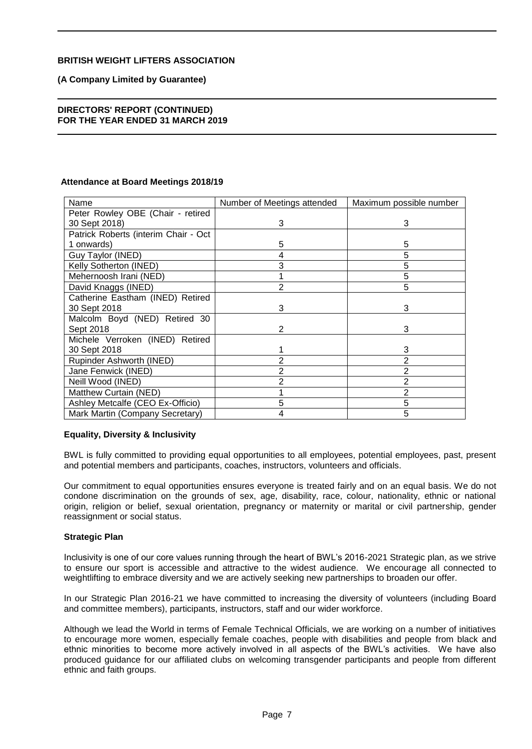**BRITISH WEIGHT LIFTERS ASSOCIATION**

**(A Company Limited by Guarantee)**

**DIRECTORS' REPORT (CONTINUED)**
**FOR THE YEAR ENDED 31 MARCH 2019**

**Attendance at Board Meetings 2018/19**

| Name | Number of Meetings attended | Maximum possible number |
|---|---|---|
| Peter Rowley OBE (Chair - retired 30 Sept 2018) | 3 | 3 |
| Patrick Roberts (interim Chair - Oct 1 onwards) | 5 | 5 |
| Guy Taylor (INED) | 4 | 5 |
| Kelly Sotherton (INED) | 3 | 5 |
| Mehernoosh Irani (NED) | 1 | 5 |
| David Knaggs (INED) | 2 | 5 |
| Catherine Eastham (INED) Retired 30 Sept 2018 | 3 | 3 |
| Malcolm Boyd (NED) Retired 30 Sept 2018 | 2 | 3 |
| Michele Verroken (INED) Retired 30 Sept 2018 | 1 | 3 |
| Rupinder Ashworth (INED) | 2 | 2 |
| Jane Fenwick (INED) | 2 | 2 |
| Neill Wood (INED) | 2 | 2 |
| Matthew Curtain (NED) | 1 | 2 |
| Ashley Metcalfe (CEO Ex-Officio) | 5 | 5 |
| Mark Martin (Company Secretary) | 4 | 5 |

**Equality, Diversity & Inclusivity**

BWL is fully committed to providing equal opportunities to all employees, potential employees, past, present and potential members and participants, coaches, instructors, volunteers and officials.

Our commitment to equal opportunities ensures everyone is treated fairly and on an equal basis. We do not condone discrimination on the grounds of sex, age, disability, race, colour, nationality, ethnic or national origin, religion or belief, sexual orientation, pregnancy or maternity or marital or civil partnership, gender reassignment or social status.

**Strategic Plan**

Inclusivity is one of our core values running through the heart of BWL's 2016-2021 Strategic plan, as we strive to ensure our sport is accessible and attractive to the widest audience. We encourage all connected to weightlifting to embrace diversity and we are actively seeking new partnerships to broaden our offer.

In our Strategic Plan 2016-21 we have committed to increasing the diversity of volunteers (including Board and committee members), participants, instructors, staff and our wider workforce.

Although we lead the World in terms of Female Technical Officials, we are working on a number of initiatives to encourage more women, especially female coaches, people with disabilities and people from black and ethnic minorities to become more actively involved in all aspects of the BWL's activities. We have also produced guidance for our affiliated clubs on welcoming transgender participants and people from different ethnic and faith groups.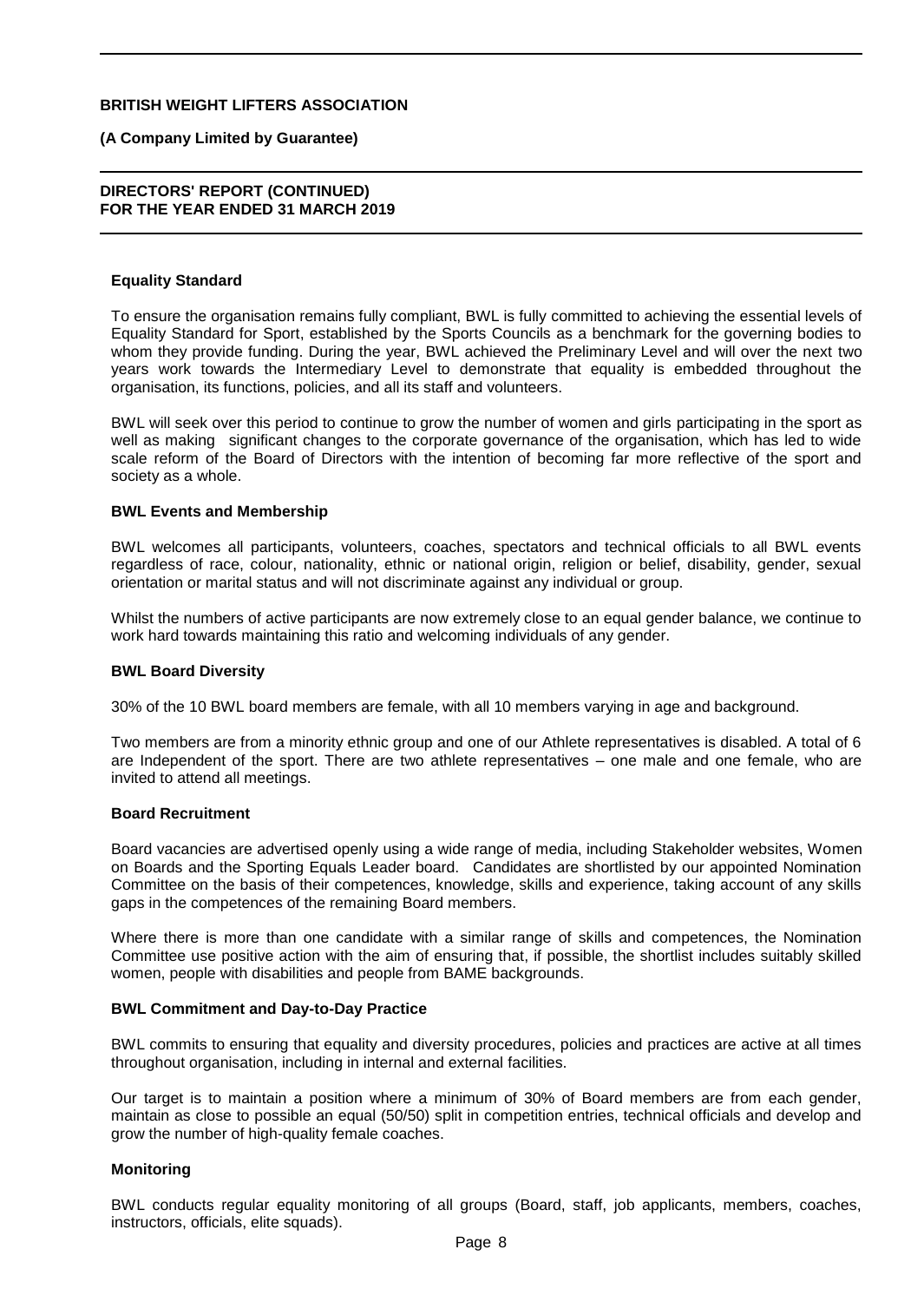## Equality Standard

To ensure the organisation remains fully compliant, BWL is fully committed to achieving the essential levels of Equality Standard for Sport, established by the Sports Councils as a benchmark for the governing bodies to whom they provide funding. During the year, BWL achieved the Preliminary Level and will over the next two years work towards the Intermediary Level to demonstrate that equality is embedded throughout the organisation, its functions, policies, and all its staff and volunteers.

BWL will seek over this period to continue to grow the number of women and girls participating in the sport as well as making significant changes to the corporate governance of the organisation, which has led to wide scale reform of the Board of Directors with the intention of becoming far more reflective of the sport and society as a whole.

## BWL Events and Membership

BWL welcomes all participants, volunteers, coaches, spectators and technical officials to all BWL events regardless of race, colour, nationality, ethnic or national origin, religion or belief, disability, gender, sexual orientation or marital status and will not discriminate against any individual or group.

Whilst the numbers of active participants are now extremely close to an equal gender balance, we continue to work hard towards maintaining this ratio and welcoming individuals of any gender.

## BWL Board Diversity

30% of the 10 BWL board members are female, with all 10 members varying in age and background.

Two members are from a minority ethnic group and one of our Athlete representatives is disabled. A total of 6 are Independent of the sport. There are two athlete representatives – one male and one female, who are invited to attend all meetings.

## Board Recruitment

Board vacancies are advertised openly using a wide range of media, including Stakeholder websites, Women on Boards and the Sporting Equals Leader board. Candidates are shortlisted by our appointed Nomination Committee on the basis of their competences, knowledge, skills and experience, taking account of any skills gaps in the competences of the remaining Board members.

Where there is more than one candidate with a similar range of skills and competences, the Nomination Committee use positive action with the aim of ensuring that, if possible, the shortlist includes suitably skilled women, people with disabilities and people from BAME backgrounds.

## BWL Commitment and Day-to-Day Practice

BWL commits to ensuring that equality and diversity procedures, policies and practices are active at all times throughout organisation, including in internal and external facilities.

Our target is to maintain a position where a minimum of 30% of Board members are from each gender, maintain as close to possible an equal (50/50) split in competition entries, technical officials and develop and grow the number of high-quality female coaches.

## Monitoring

BWL conducts regular equality monitoring of all groups (Board, staff, job applicants, members, coaches, instructors, officials, elite squads).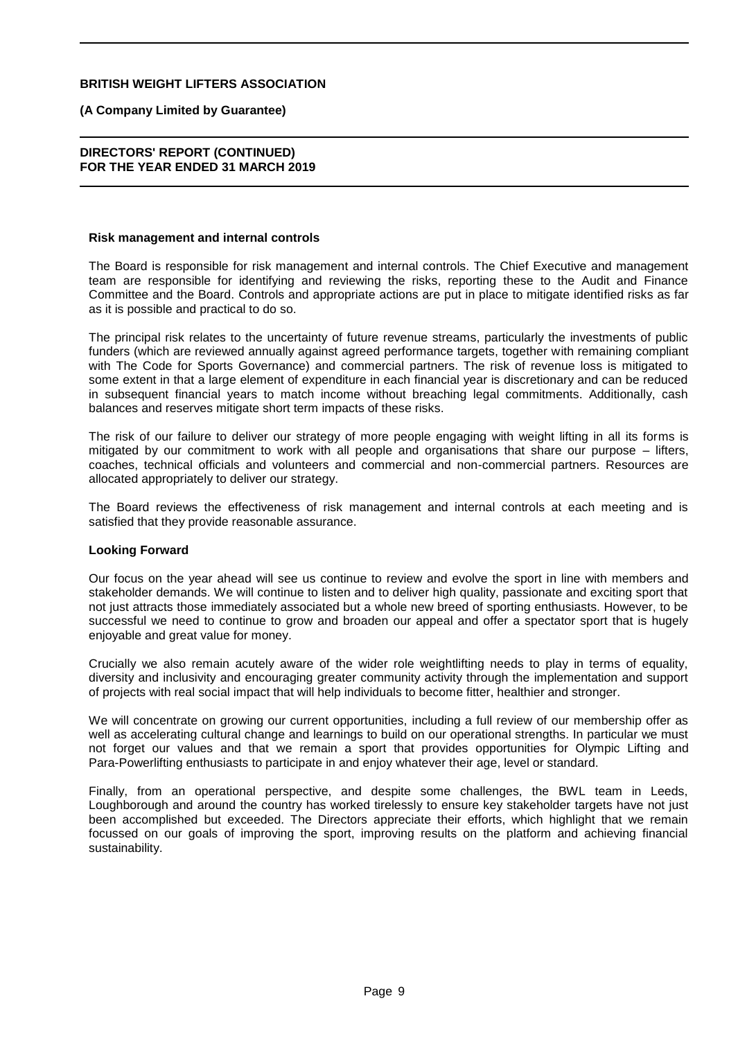## Risk management and internal controls

The Board is responsible for risk management and internal controls. The Chief Executive and management team are responsible for identifying and reviewing the risks, reporting these to the Audit and Finance Committee and the Board. Controls and appropriate actions are put in place to mitigate identified risks as far as it is possible and practical to do so.

The principal risk relates to the uncertainty of future revenue streams, particularly the investments of public funders (which are reviewed annually against agreed performance targets, together with remaining compliant with The Code for Sports Governance) and commercial partners. The risk of revenue loss is mitigated to some extent in that a large element of expenditure in each financial year is discretionary and can be reduced in subsequent financial years to match income without breaching legal commitments. Additionally, cash balances and reserves mitigate short term impacts of these risks.

The risk of our failure to deliver our strategy of more people engaging with weight lifting in all its forms is mitigated by our commitment to work with all people and organisations that share our purpose – lifters, coaches, technical officials and volunteers and commercial and non-commercial partners. Resources are allocated appropriately to deliver our strategy.

The Board reviews the effectiveness of risk management and internal controls at each meeting and is satisfied that they provide reasonable assurance.

## Looking Forward

Our focus on the year ahead will see us continue to review and evolve the sport in line with members and stakeholder demands. We will continue to listen and to deliver high quality, passionate and exciting sport that not just attracts those immediately associated but a whole new breed of sporting enthusiasts. However, to be successful we need to continue to grow and broaden our appeal and offer a spectator sport that is hugely enjoyable and great value for money.

Crucially we also remain acutely aware of the wider role weightlifting needs to play in terms of equality, diversity and inclusivity and encouraging greater community activity through the implementation and support of projects with real social impact that will help individuals to become fitter, healthier and stronger.

We will concentrate on growing our current opportunities, including a full review of our membership offer as well as accelerating cultural change and learnings to build on our operational strengths. In particular we must not forget our values and that we remain a sport that provides opportunities for Olympic Lifting and Para-Powerlifting enthusiasts to participate in and enjoy whatever their age, level or standard.

Finally, from an operational perspective, and despite some challenges, the BWL team in Leeds, Loughborough and around the country has worked tirelessly to ensure key stakeholder targets have not just been accomplished but exceeded. The Directors appreciate their efforts, which highlight that we remain focussed on our goals of improving the sport, improving results on the platform and achieving financial sustainability.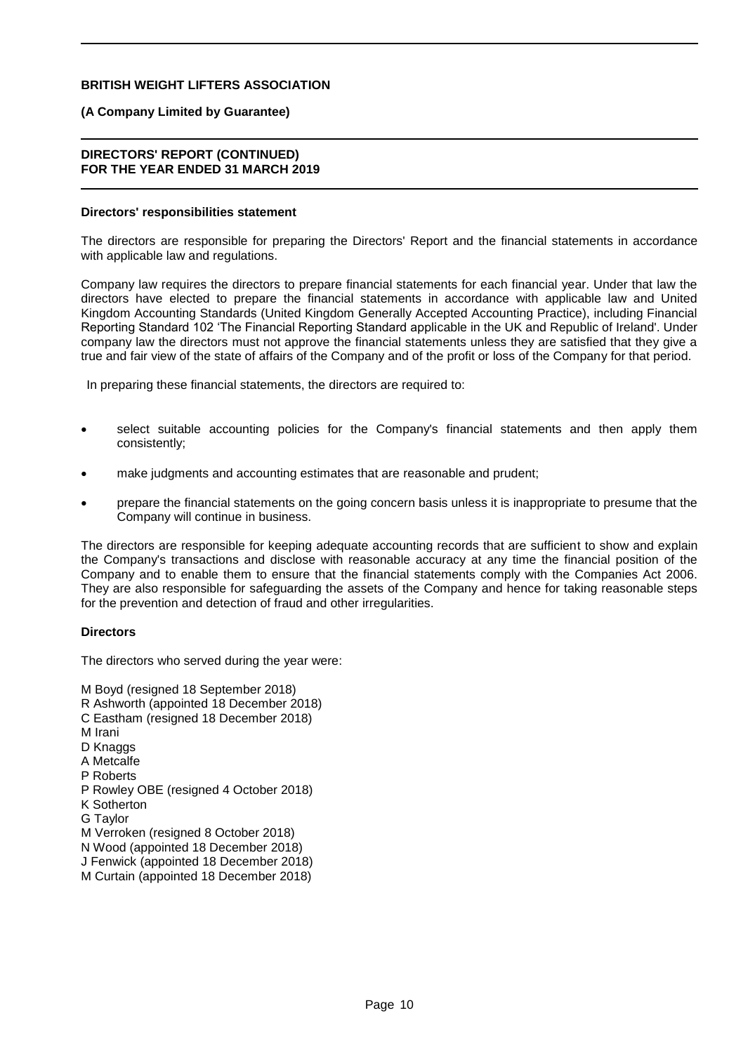# BRITISH WEIGHT LIFTERS ASSOCIATION

**(A Company Limited by Guarantee)**

## DIRECTORS' REPORT (CONTINUED)
## FOR THE YEAR ENDED 31 MARCH 2019

### Directors' responsibilities statement

The directors are responsible for preparing the Directors' Report and the financial statements in accordance with applicable law and regulations.

Company law requires the directors to prepare financial statements for each financial year. Under that law the directors have elected to prepare the financial statements in accordance with applicable law and United Kingdom Accounting Standards (United Kingdom Generally Accepted Accounting Practice), including Financial Reporting Standard 102 'The Financial Reporting Standard applicable in the UK and Republic of Ireland'. Under company law the directors must not approve the financial statements unless they are satisfied that they give a true and fair view of the state of affairs of the Company and of the profit or loss of the Company for that period.

In preparing these financial statements, the directors are required to:

- select suitable accounting policies for the Company's financial statements and then apply them consistently;
- make judgments and accounting estimates that are reasonable and prudent;
- prepare the financial statements on the going concern basis unless it is inappropriate to presume that the Company will continue in business.

The directors are responsible for keeping adequate accounting records that are sufficient to show and explain the Company's transactions and disclose with reasonable accuracy at any time the financial position of the Company and to enable them to ensure that the financial statements comply with the Companies Act 2006. They are also responsible for safeguarding the assets of the Company and hence for taking reasonable steps for the prevention and detection of fraud and other irregularities.

### Directors

The directors who served during the year were:

M Boyd (resigned 18 September 2018)
R Ashworth (appointed 18 December 2018)
C Eastham (resigned 18 December 2018)
M Irani
D Knaggs
A Metcalfe
P Roberts
P Rowley OBE (resigned 4 October 2018)
K Sotherton
G Taylor
M Verroken (resigned 8 October 2018)
N Wood (appointed 18 December 2018)
J Fenwick (appointed 18 December 2018)
M Curtain (appointed 18 December 2018)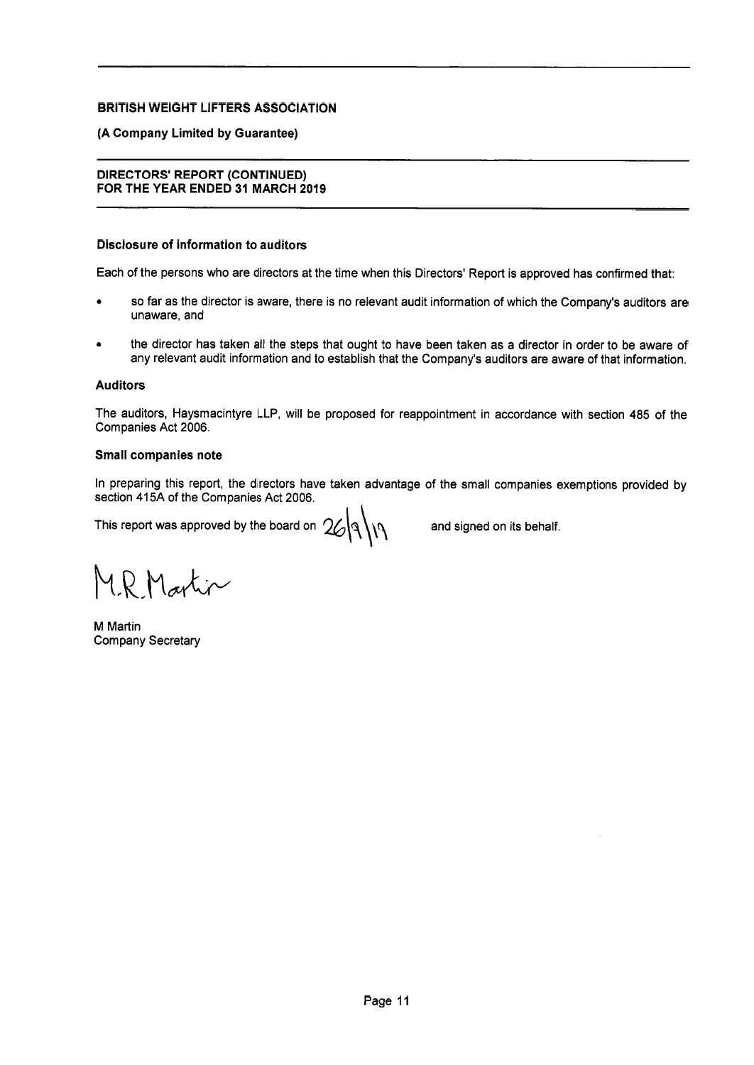**BRITISH WEIGHT LIFTERS ASSOCIATION**

**(A Company Limited by Guarantee)**

**DIRECTORS' REPORT (CONTINUED)**
**FOR THE YEAR ENDED 31 MARCH 2019**

### Disclosure of information to auditors

Each of the persons who are directors at the time when this Directors' Report is approved has confirmed that:

- so far as the director is aware, there is no relevant audit information of which the Company's auditors are unaware, and
- the director has taken all the steps that ought to have been taken as a director in order to be aware of any relevant audit information and to establish that the Company's auditors are aware of that information.

### Auditors

The auditors, Haysmacintyre LLP, will be proposed for reappointment in accordance with section 485 of the Companies Act 2006.

### Small companies note

In preparing this report, the directors have taken advantage of the small companies exemptions provided by section 415A of the Companies Act 2006.

This report was approved by the board on 26/9/19 and signed on its behalf.

M.R. Martin

M Martin
Company Secretary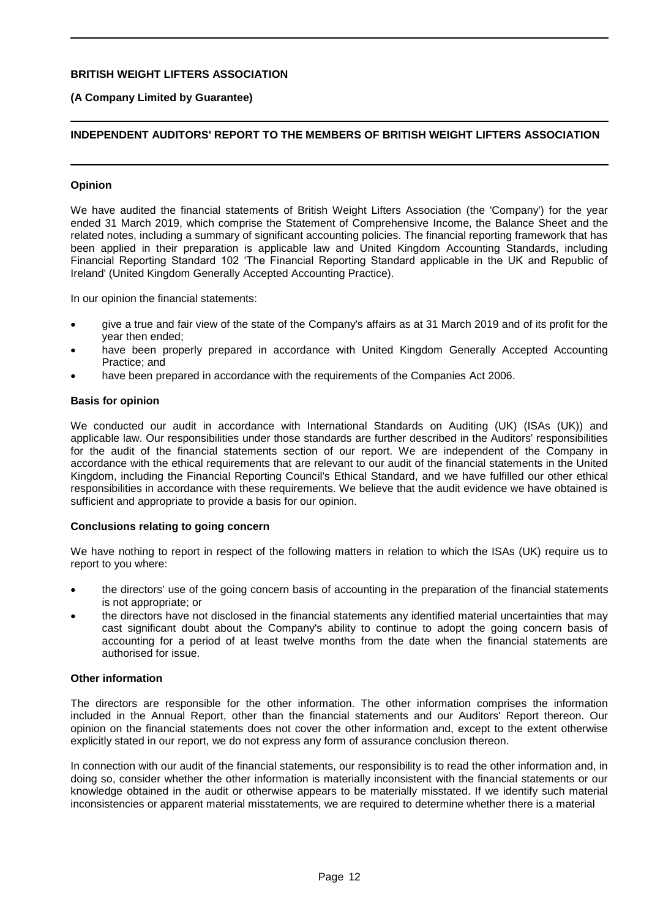**BRITISH WEIGHT LIFTERS ASSOCIATION**

**(A Company Limited by Guarantee)**

## INDEPENDENT AUDITORS' REPORT TO THE MEMBERS OF BRITISH WEIGHT LIFTERS ASSOCIATION

### Opinion

We have audited the financial statements of British Weight Lifters Association (the 'Company') for the year ended 31 March 2019, which comprise the Statement of Comprehensive Income, the Balance Sheet and the related notes, including a summary of significant accounting policies. The financial reporting framework that has been applied in their preparation is applicable law and United Kingdom Accounting Standards, including Financial Reporting Standard 102 'The Financial Reporting Standard applicable in the UK and Republic of Ireland' (United Kingdom Generally Accepted Accounting Practice).

In our opinion the financial statements:

- give a true and fair view of the state of the Company's affairs as at 31 March 2019 and of its profit for the year then ended;
- have been properly prepared in accordance with United Kingdom Generally Accepted Accounting Practice; and
- have been prepared in accordance with the requirements of the Companies Act 2006.

### Basis for opinion

We conducted our audit in accordance with International Standards on Auditing (UK) (ISAs (UK)) and applicable law. Our responsibilities under those standards are further described in the Auditors' responsibilities for the audit of the financial statements section of our report. We are independent of the Company in accordance with the ethical requirements that are relevant to our audit of the financial statements in the United Kingdom, including the Financial Reporting Council's Ethical Standard, and we have fulfilled our other ethical responsibilities in accordance with these requirements. We believe that the audit evidence we have obtained is sufficient and appropriate to provide a basis for our opinion.

### Conclusions relating to going concern

We have nothing to report in respect of the following matters in relation to which the ISAs (UK) require us to report to you where:

- the directors' use of the going concern basis of accounting in the preparation of the financial statements is not appropriate; or
- the directors have not disclosed in the financial statements any identified material uncertainties that may cast significant doubt about the Company's ability to continue to adopt the going concern basis of accounting for a period of at least twelve months from the date when the financial statements are authorised for issue.

### Other information

The directors are responsible for the other information. The other information comprises the information included in the Annual Report, other than the financial statements and our Auditors' Report thereon. Our opinion on the financial statements does not cover the other information and, except to the extent otherwise explicitly stated in our report, we do not express any form of assurance conclusion thereon.

In connection with our audit of the financial statements, our responsibility is to read the other information and, in doing so, consider whether the other information is materially inconsistent with the financial statements or our knowledge obtained in the audit or otherwise appears to be materially misstated. If we identify such material inconsistencies or apparent material misstatements, we are required to determine whether there is a material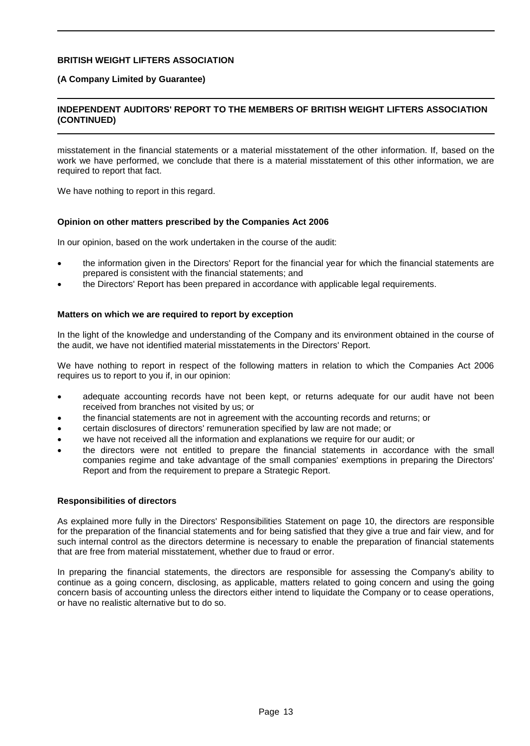misstatement in the financial statements or a material misstatement of the other information. If, based on the work we have performed, we conclude that there is a material misstatement of this other information, we are required to report that fact.

We have nothing to report in this regard.

**Opinion on other matters prescribed by the Companies Act 2006**

In our opinion, based on the work undertaken in the course of the audit:

- the information given in the Directors' Report for the financial year for which the financial statements are prepared is consistent with the financial statements; and
- the Directors' Report has been prepared in accordance with applicable legal requirements.

**Matters on which we are required to report by exception**

In the light of the knowledge and understanding of the Company and its environment obtained in the course of the audit, we have not identified material misstatements in the Directors' Report.

We have nothing to report in respect of the following matters in relation to which the Companies Act 2006 requires us to report to you if, in our opinion:

- adequate accounting records have not been kept, or returns adequate for our audit have not been received from branches not visited by us; or
- the financial statements are not in agreement with the accounting records and returns; or
- certain disclosures of directors' remuneration specified by law are not made; or
- we have not received all the information and explanations we require for our audit; or
- the directors were not entitled to prepare the financial statements in accordance with the small companies regime and take advantage of the small companies' exemptions in preparing the Directors' Report and from the requirement to prepare a Strategic Report.

**Responsibilities of directors**

As explained more fully in the Directors' Responsibilities Statement on page 10, the directors are responsible for the preparation of the financial statements and for being satisfied that they give a true and fair view, and for such internal control as the directors determine is necessary to enable the preparation of financial statements that are free from material misstatement, whether due to fraud or error.

In preparing the financial statements, the directors are responsible for assessing the Company's ability to continue as a going concern, disclosing, as applicable, matters related to going concern and using the going concern basis of accounting unless the directors either intend to liquidate the Company or to cease operations, or have no realistic alternative but to do so.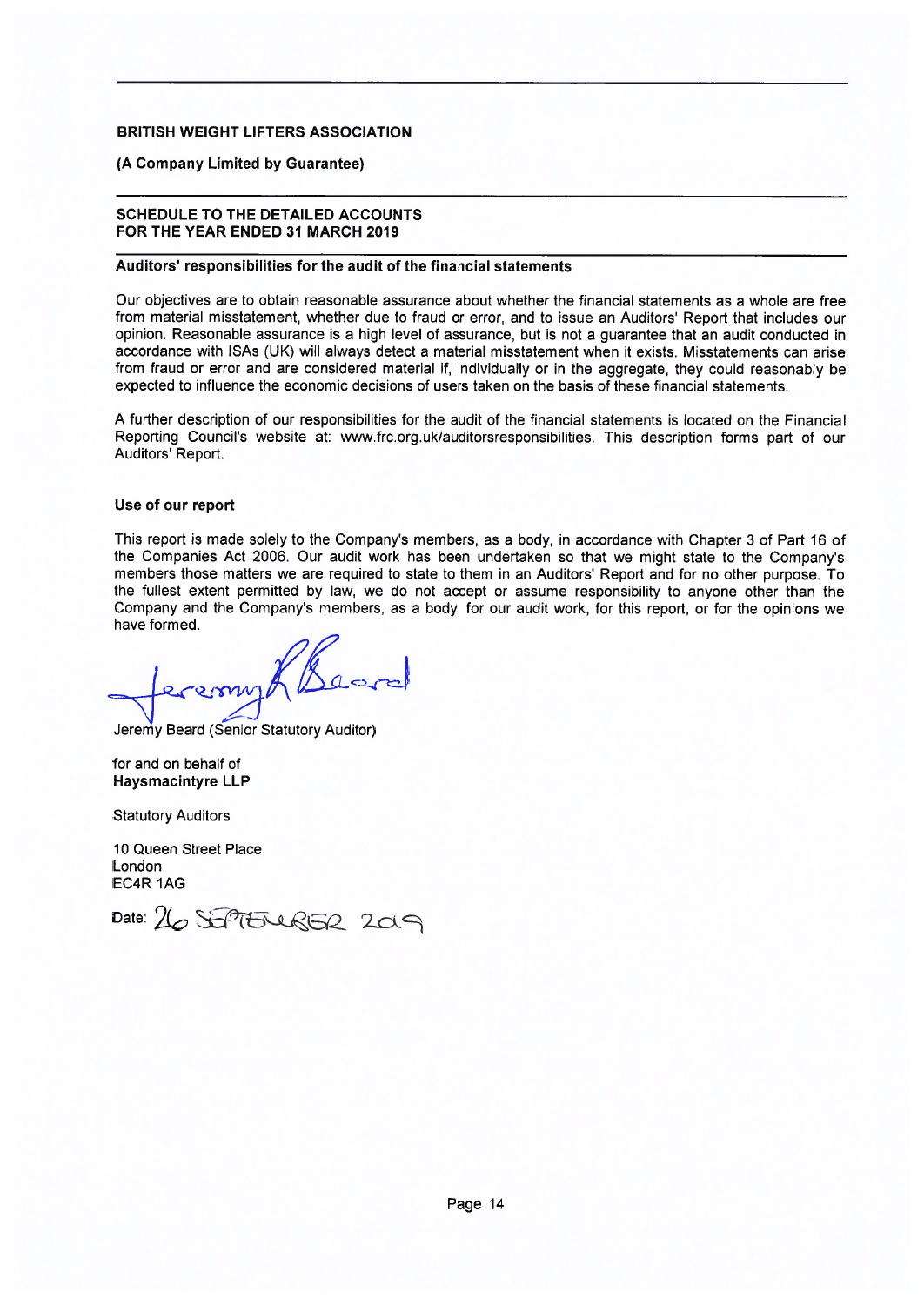**BRITISH WEIGHT LIFTERS ASSOCIATION**

**(A Company Limited by Guarantee)**

**SCHEDULE TO THE DETAILED ACCOUNTS**
**FOR THE YEAR ENDED 31 MARCH 2019**

### Auditors' responsibilities for the audit of the financial statements

Our objectives are to obtain reasonable assurance about whether the financial statements as a whole are free from material misstatement, whether due to fraud or error, and to issue an Auditors' Report that includes our opinion. Reasonable assurance is a high level of assurance, but is not a guarantee that an audit conducted in accordance with ISAs (UK) will always detect a material misstatement when it exists. Misstatements can arise from fraud or error and are considered material if, individually or in the aggregate, they could reasonably be expected to influence the economic decisions of users taken on the basis of these financial statements.

A further description of our responsibilities for the audit of the financial statements is located on the Financial Reporting Council's website at: www.frc.org.uk/auditorsresponsibilities. This description forms part of our Auditors' Report.

### Use of our report

This report is made solely to the Company's members, as a body, in accordance with Chapter 3 of Part 16 of the Companies Act 2006. Our audit work has been undertaken so that we might state to the Company's members those matters we are required to state to them in an Auditors' Report and for no other purpose. To the fullest extent permitted by law, we do not accept or assume responsibility to anyone other than the Company and the Company's members, as a body, for our audit work, for this report, or for the opinions we have formed.

Jeremy R Beard

Jeremy Beard (Senior Statutory Auditor)

for and on behalf of
**Haysmacintyre LLP**

Statutory Auditors

10 Queen Street Place
London
EC4R 1AG

Date: 26 SEPTEMBER 2019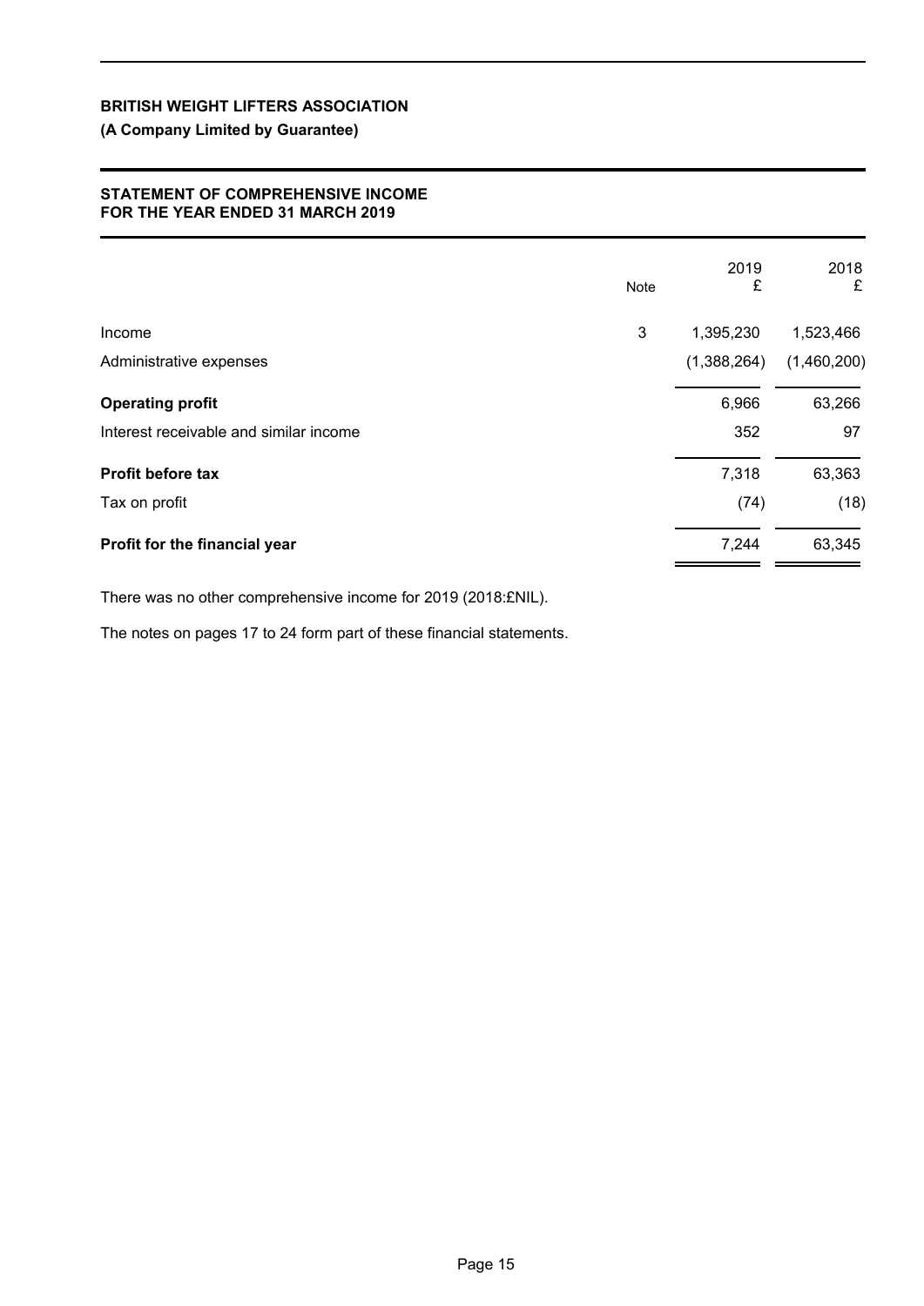**BRITISH WEIGHT LIFTERS ASSOCIATION**

**(A Company Limited by Guarantee)**

## STATEMENT OF COMPREHENSIVE INCOME FOR THE YEAR ENDED 31 MARCH 2019

| | Note | 2019 £ | 2018 £ |
|---|---|---|---|
| Income | 3 | 1,395,230 | 1,523,466 |
| Administrative expenses | | (1,388,264) | (1,460,200) |
| **Operating profit** | | 6,966 | 63,266 |
| Interest receivable and similar income | | 352 | 97 |
| **Profit before tax** | | 7,318 | 63,363 |
| Tax on profit | | (74) | (18) |
| **Profit for the financial year** | | 7,244 | 63,345 |

There was no other comprehensive income for 2019 (2018:£NIL).

The notes on pages 17 to 24 form part of these financial statements.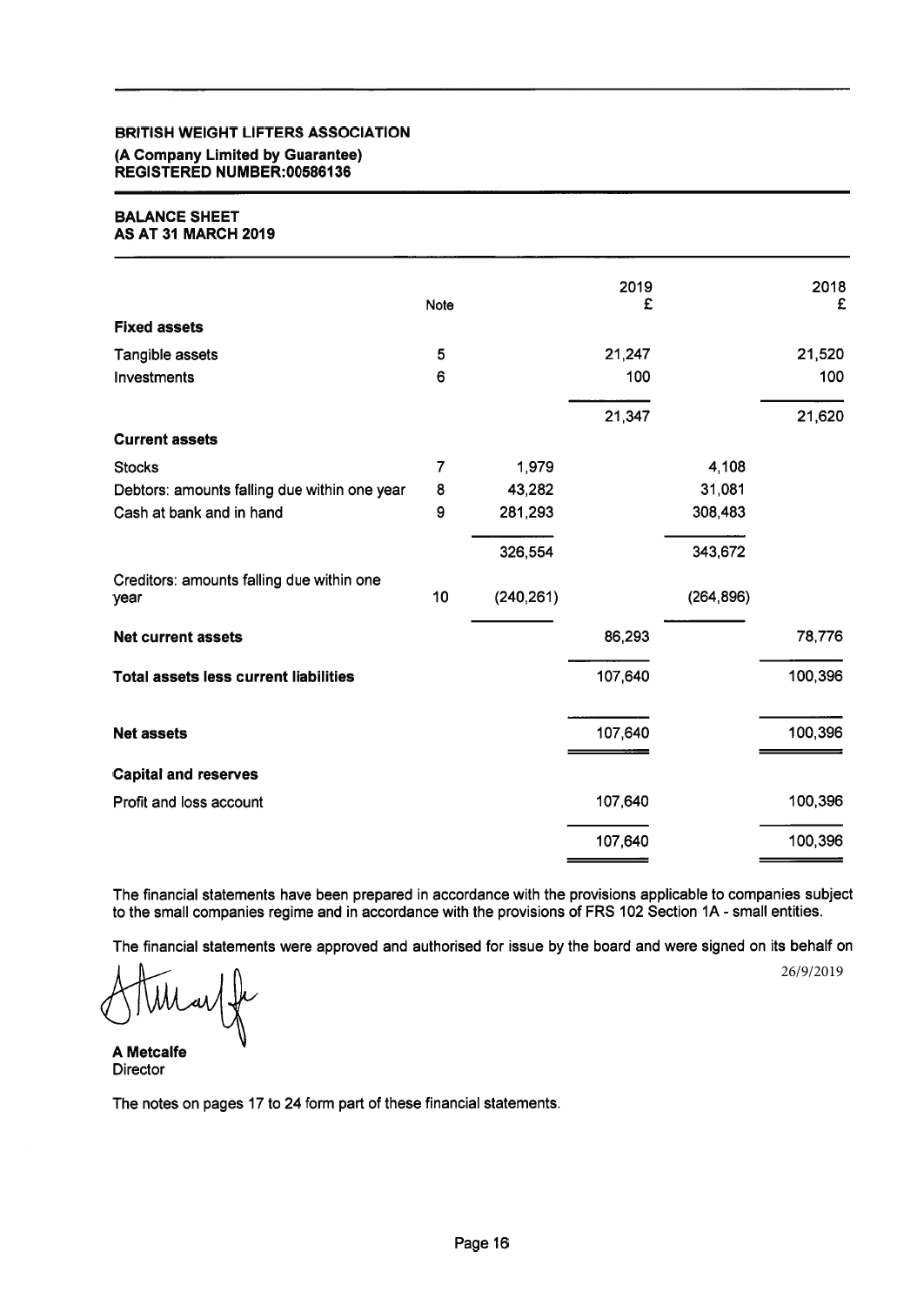**BRITISH WEIGHT LIFTERS ASSOCIATION**

**(A Company Limited by Guarantee)**
**REGISTERED NUMBER:00586136**

## BALANCE SHEET
## AS AT 31 MARCH 2019

| | Note | | 2019 £ | | 2018 £ |
|---|---|---|---|---|---|
| **Fixed assets** | | | | | |
| Tangible assets | 5 | | 21,247 | | 21,520 |
| Investments | 6 | | 100 | | 100 |
| | | | 21,347 | | 21,620 |
| **Current assets** | | | | | |
| Stocks | 7 | 1,979 | | 4,108 | |
| Debtors: amounts falling due within one year | 8 | 43,282 | | 31,081 | |
| Cash at bank and in hand | 9 | 281,293 | | 308,483 | |
| | | 326,554 | | 343,672 | |
| Creditors: amounts falling due within one year | 10 | (240,261) | | (264,896) | |
| **Net current assets** | | | 86,293 | | 78,776 |
| **Total assets less current liabilities** | | | 107,640 | | 100,396 |
| **Net assets** | | | 107,640 | | 100,396 |
| **Capital and reserves** | | | | | |
| Profit and loss account | | | 107,640 | | 100,396 |
| | | | 107,640 | | 100,396 |

The financial statements have been prepared in accordance with the provisions applicable to companies subject to the small companies regime and in accordance with the provisions of FRS 102 Section 1A - small entities.

The financial statements were approved and authorised for issue by the board and were signed on its behalf on

26/9/2019

**A Metcalfe**
Director

The notes on pages 17 to 24 form part of these financial statements.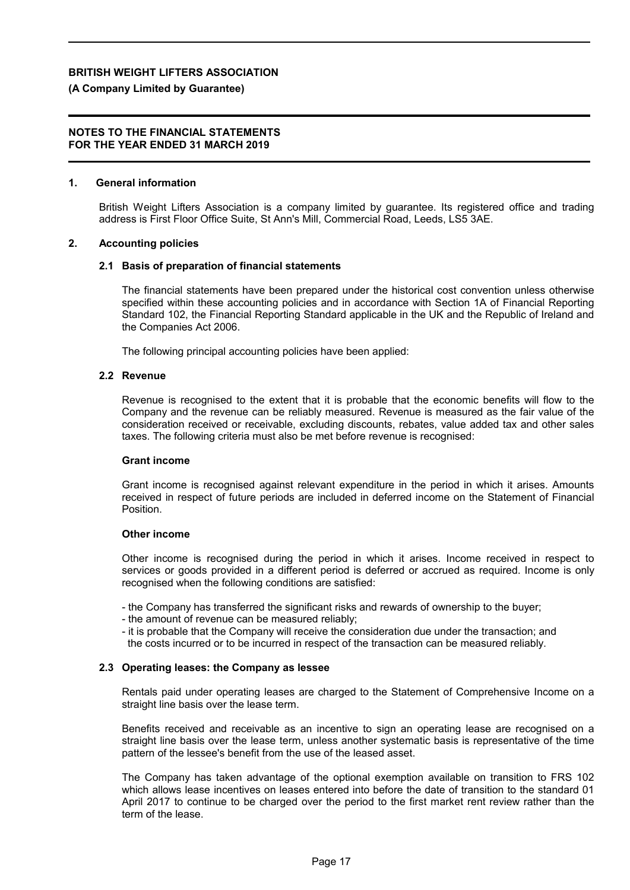**BRITISH WEIGHT LIFTERS ASSOCIATION**

**(A Company Limited by Guarantee)**

**NOTES TO THE FINANCIAL STATEMENTS FOR THE YEAR ENDED 31 MARCH 2019**

## 1. General information

British Weight Lifters Association is a company limited by guarantee. Its registered office and trading address is First Floor Office Suite, St Ann's Mill, Commercial Road, Leeds, LS5 3AE.

## 2. Accounting policies

### 2.1 Basis of preparation of financial statements

The financial statements have been prepared under the historical cost convention unless otherwise specified within these accounting policies and in accordance with Section 1A of Financial Reporting Standard 102, the Financial Reporting Standard applicable in the UK and the Republic of Ireland and the Companies Act 2006.

The following principal accounting policies have been applied:

### 2.2 Revenue

Revenue is recognised to the extent that it is probable that the economic benefits will flow to the Company and the revenue can be reliably measured. Revenue is measured as the fair value of the consideration received or receivable, excluding discounts, rebates, value added tax and other sales taxes. The following criteria must also be met before revenue is recognised:

**Grant income**

Grant income is recognised against relevant expenditure in the period in which it arises. Amounts received in respect of future periods are included in deferred income on the Statement of Financial Position.

**Other income**

Other income is recognised during the period in which it arises. Income received in respect to services or goods provided in a different period is deferred or accrued as required. Income is only recognised when the following conditions are satisfied:

- the Company has transferred the significant risks and rewards of ownership to the buyer;
- the amount of revenue can be measured reliably;
- it is probable that the Company will receive the consideration due under the transaction; and the costs incurred or to be incurred in respect of the transaction can be measured reliably.

### 2.3 Operating leases: the Company as lessee

Rentals paid under operating leases are charged to the Statement of Comprehensive Income on a straight line basis over the lease term.

Benefits received and receivable as an incentive to sign an operating lease are recognised on a straight line basis over the lease term, unless another systematic basis is representative of the time pattern of the lessee's benefit from the use of the leased asset.

The Company has taken advantage of the optional exemption available on transition to FRS 102 which allows lease incentives on leases entered into before the date of transition to the standard 01 April 2017 to continue to be charged over the period to the first market rent review rather than the term of the lease.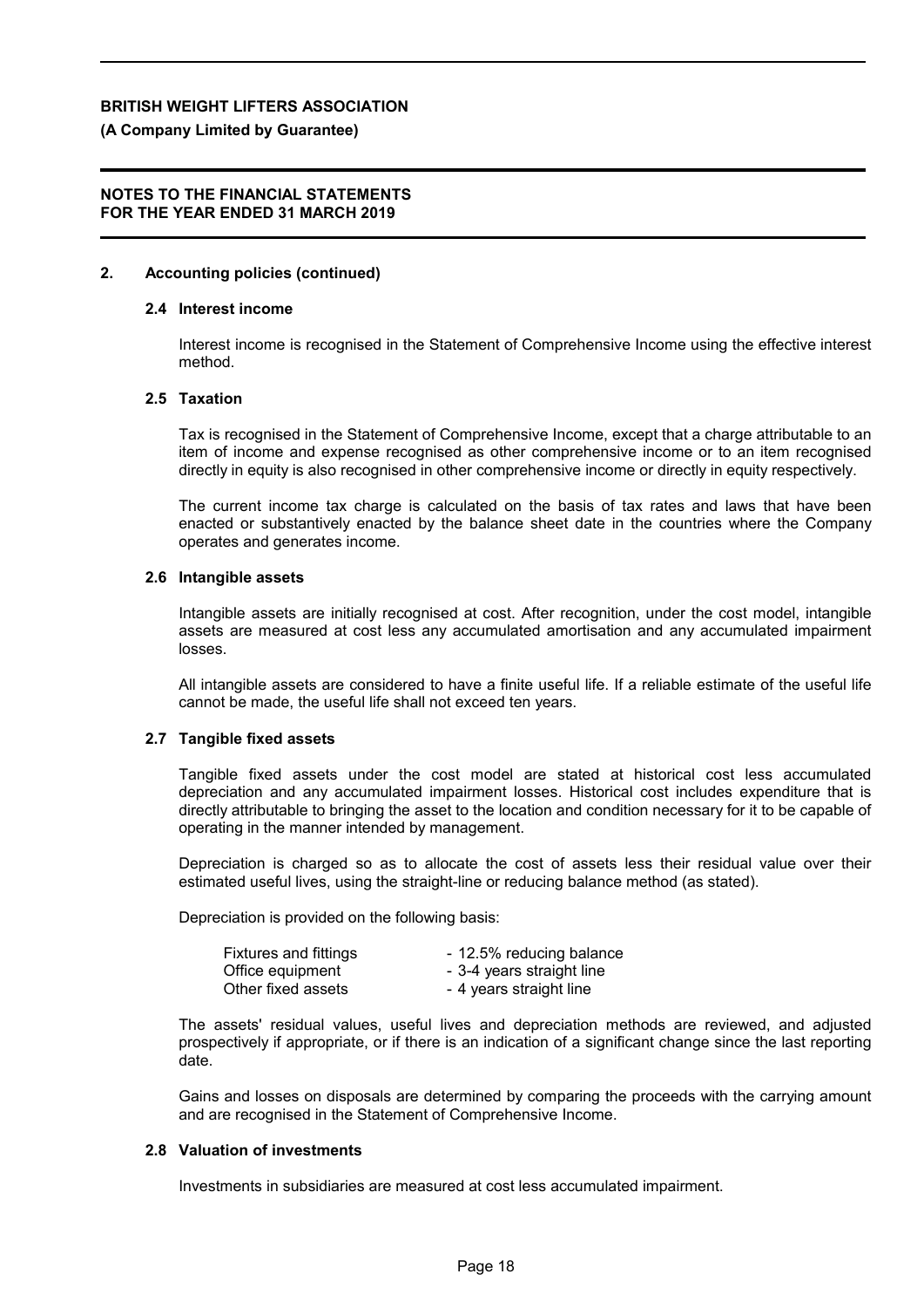# BRITISH WEIGHT LIFTERS ASSOCIATION

**(A Company Limited by Guarantee)**

**NOTES TO THE FINANCIAL STATEMENTS FOR THE YEAR ENDED 31 MARCH 2019**

## 2. Accounting policies (continued)

### 2.4 Interest income

Interest income is recognised in the Statement of Comprehensive Income using the effective interest method.

### 2.5 Taxation

Tax is recognised in the Statement of Comprehensive Income, except that a charge attributable to an item of income and expense recognised as other comprehensive income or to an item recognised directly in equity is also recognised in other comprehensive income or directly in equity respectively.

The current income tax charge is calculated on the basis of tax rates and laws that have been enacted or substantively enacted by the balance sheet date in the countries where the Company operates and generates income.

### 2.6 Intangible assets

Intangible assets are initially recognised at cost. After recognition, under the cost model, intangible assets are measured at cost less any accumulated amortisation and any accumulated impairment losses.

All intangible assets are considered to have a finite useful life. If a reliable estimate of the useful life cannot be made, the useful life shall not exceed ten years.

### 2.7 Tangible fixed assets

Tangible fixed assets under the cost model are stated at historical cost less accumulated depreciation and any accumulated impairment losses. Historical cost includes expenditure that is directly attributable to bringing the asset to the location and condition necessary for it to be capable of operating in the manner intended by management.

Depreciation is charged so as to allocate the cost of assets less their residual value over their estimated useful lives, using the straight-line or reducing balance method (as stated).

Depreciation is provided on the following basis:

| | |
|---|---|
| Fixtures and fittings | - 12.5% reducing balance |
| Office equipment | - 3-4 years straight line |
| Other fixed assets | - 4 years straight line |

The assets' residual values, useful lives and depreciation methods are reviewed, and adjusted prospectively if appropriate, or if there is an indication of a significant change since the last reporting date.

Gains and losses on disposals are determined by comparing the proceeds with the carrying amount and are recognised in the Statement of Comprehensive Income.

### 2.8 Valuation of investments

Investments in subsidiaries are measured at cost less accumulated impairment.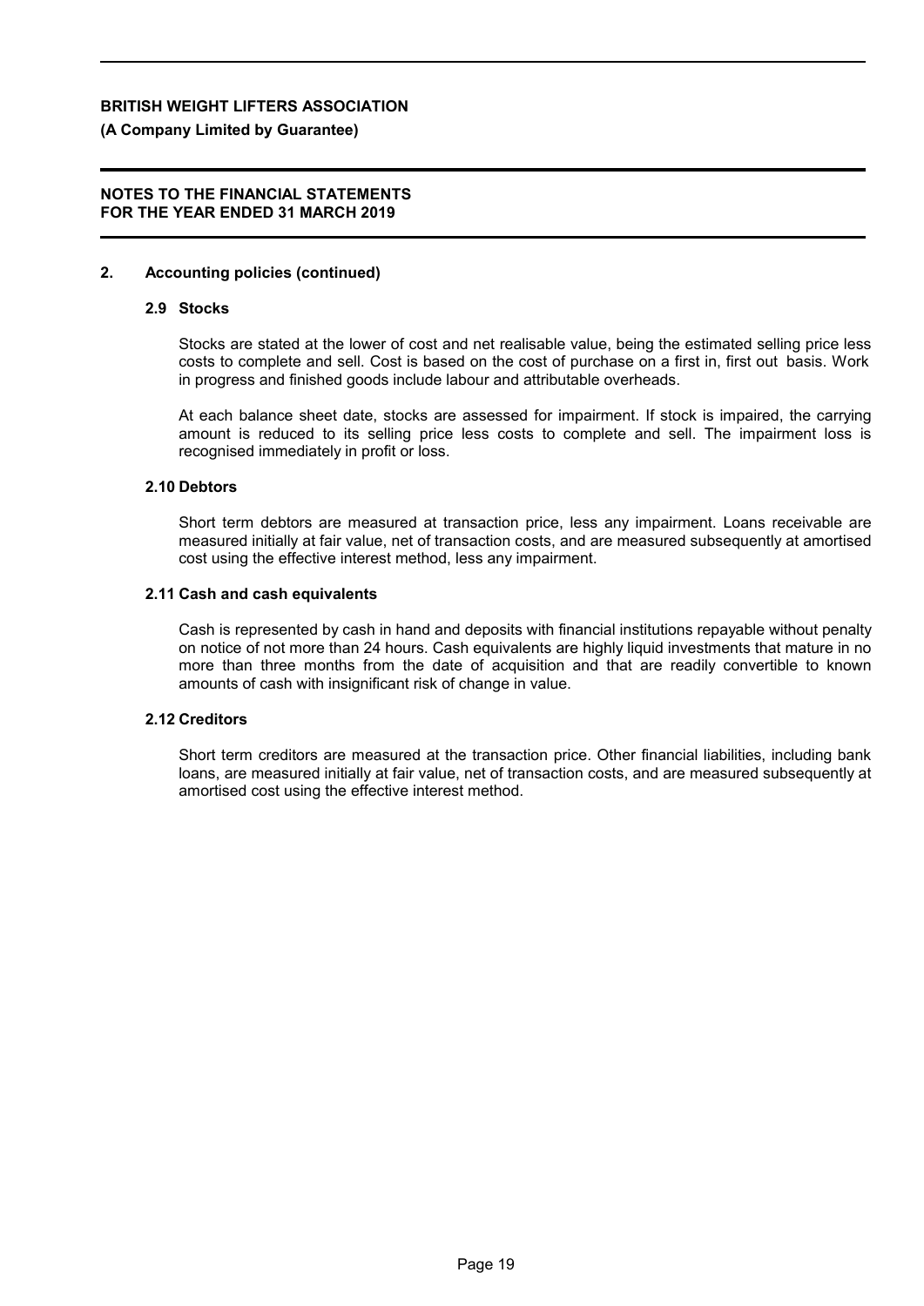# BRITISH WEIGHT LIFTERS ASSOCIATION

**(A Company Limited by Guarantee)**

**NOTES TO THE FINANCIAL STATEMENTS**
**FOR THE YEAR ENDED 31 MARCH 2019**

## 2. Accounting policies (continued)

### 2.9 Stocks

Stocks are stated at the lower of cost and net realisable value, being the estimated selling price less costs to complete and sell. Cost is based on the cost of purchase on a first in, first out basis. Work in progress and finished goods include labour and attributable overheads.

At each balance sheet date, stocks are assessed for impairment. If stock is impaired, the carrying amount is reduced to its selling price less costs to complete and sell. The impairment loss is recognised immediately in profit or loss.

### 2.10 Debtors

Short term debtors are measured at transaction price, less any impairment. Loans receivable are measured initially at fair value, net of transaction costs, and are measured subsequently at amortised cost using the effective interest method, less any impairment.

### 2.11 Cash and cash equivalents

Cash is represented by cash in hand and deposits with financial institutions repayable without penalty on notice of not more than 24 hours. Cash equivalents are highly liquid investments that mature in no more than three months from the date of acquisition and that are readily convertible to known amounts of cash with insignificant risk of change in value.

### 2.12 Creditors

Short term creditors are measured at the transaction price. Other financial liabilities, including bank loans, are measured initially at fair value, net of transaction costs, and are measured subsequently at amortised cost using the effective interest method.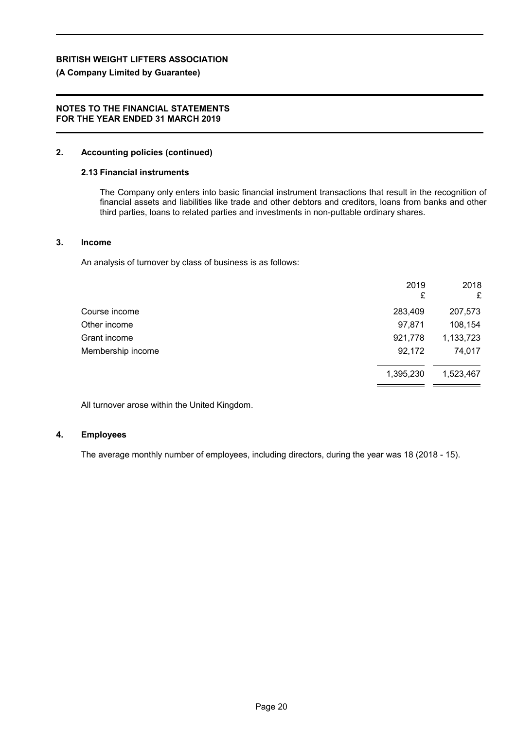**BRITISH WEIGHT LIFTERS ASSOCIATION**

**(A Company Limited by Guarantee)**

**NOTES TO THE FINANCIAL STATEMENTS**
**FOR THE YEAR ENDED 31 MARCH 2019**

## 2. Accounting policies (continued)

### 2.13 Financial instruments

The Company only enters into basic financial instrument transactions that result in the recognition of financial assets and liabilities like trade and other debtors and creditors, loans from banks and other third parties, loans to related parties and investments in non-puttable ordinary shares.

## 3. Income

An analysis of turnover by class of business is as follows:

| | 2019<br>£ | 2018<br>£ |
|---|---|---|
| Course income | 283,409 | 207,573 |
| Other income | 97,871 | 108,154 |
| Grant income | 921,778 | 1,133,723 |
| Membership income | 92,172 | 74,017 |
| | 1,395,230 | 1,523,467 |

All turnover arose within the United Kingdom.

## 4. Employees

The average monthly number of employees, including directors, during the year was 18 (2018 - 15).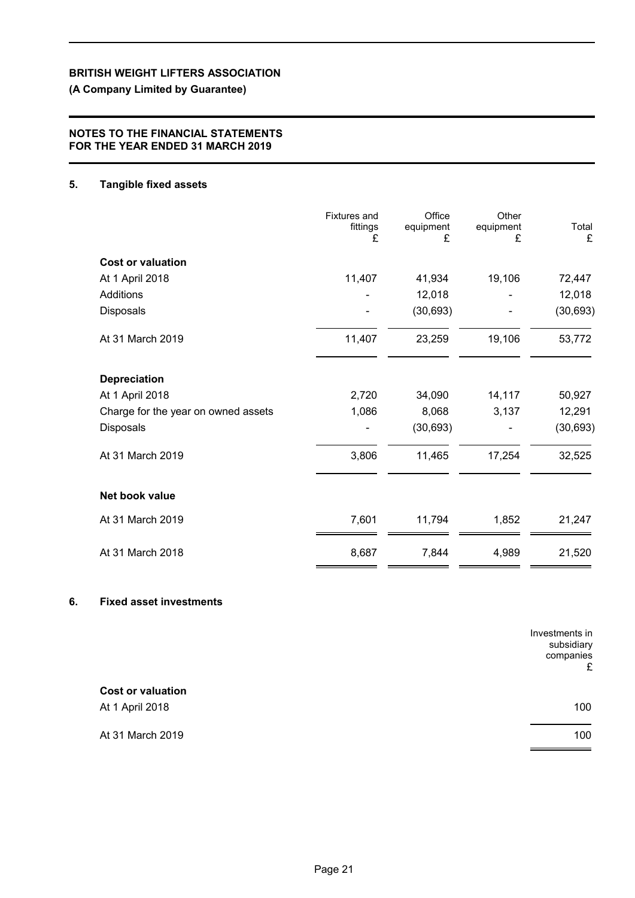**BRITISH WEIGHT LIFTERS ASSOCIATION**

**(A Company Limited by Guarantee)**

**NOTES TO THE FINANCIAL STATEMENTS**
**FOR THE YEAR ENDED 31 MARCH 2019**

## 5. Tangible fixed assets

| | Fixtures and fittings £ | Office equipment £ | Other equipment £ | Total £ |
|---|---|---|---|---|
| **Cost or valuation** | | | | |
| At 1 April 2018 | 11,407 | 41,934 | 19,106 | 72,447 |
| Additions | - | 12,018 | - | 12,018 |
| Disposals | - | (30,693) | - | (30,693) |
| At 31 March 2019 | 11,407 | 23,259 | 19,106 | 53,772 |
| **Depreciation** | | | | |
| At 1 April 2018 | 2,720 | 34,090 | 14,117 | 50,927 |
| Charge for the year on owned assets | 1,086 | 8,068 | 3,137 | 12,291 |
| Disposals | - | (30,693) | - | (30,693) |
| At 31 March 2019 | 3,806 | 11,465 | 17,254 | 32,525 |
| **Net book value** | | | | |
| At 31 March 2019 | 7,601 | 11,794 | 1,852 | 21,247 |
| At 31 March 2018 | 8,687 | 7,844 | 4,989 | 21,520 |

## 6. Fixed asset investments

| | Investments in subsidiary companies £ |
|---|---|
| **Cost or valuation** | |
| At 1 April 2018 | 100 |
| At 31 March 2019 | 100 |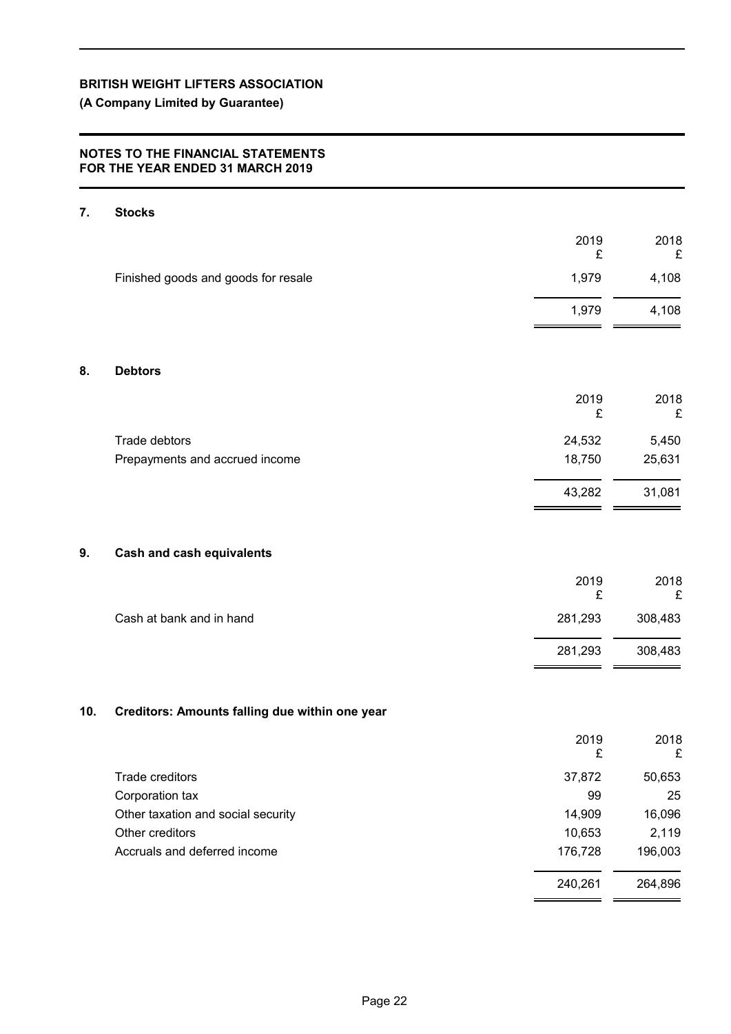**BRITISH WEIGHT LIFTERS ASSOCIATION**

**(A Company Limited by Guarantee)**

**NOTES TO THE FINANCIAL STATEMENTS**
**FOR THE YEAR ENDED 31 MARCH 2019**

## 7. Stocks

| | 2019 £ | 2018 £ |
|---|---|---|
| Finished goods and goods for resale | 1,979 | 4,108 |
| | 1,979 | 4,108 |

## 8. Debtors

| | 2019 £ | 2018 £ |
|---|---|---|
| Trade debtors | 24,532 | 5,450 |
| Prepayments and accrued income | 18,750 | 25,631 |
| | 43,282 | 31,081 |

## 9. Cash and cash equivalents

| | 2019 £ | 2018 £ |
|---|---|---|
| Cash at bank and in hand | 281,293 | 308,483 |
| | 281,293 | 308,483 |

## 10. Creditors: Amounts falling due within one year

| | 2019 £ | 2018 £ |
|---|---|---|
| Trade creditors | 37,872 | 50,653 |
| Corporation tax | 99 | 25 |
| Other taxation and social security | 14,909 | 16,096 |
| Other creditors | 10,653 | 2,119 |
| Accruals and deferred income | 176,728 | 196,003 |
| | 240,261 | 264,896 |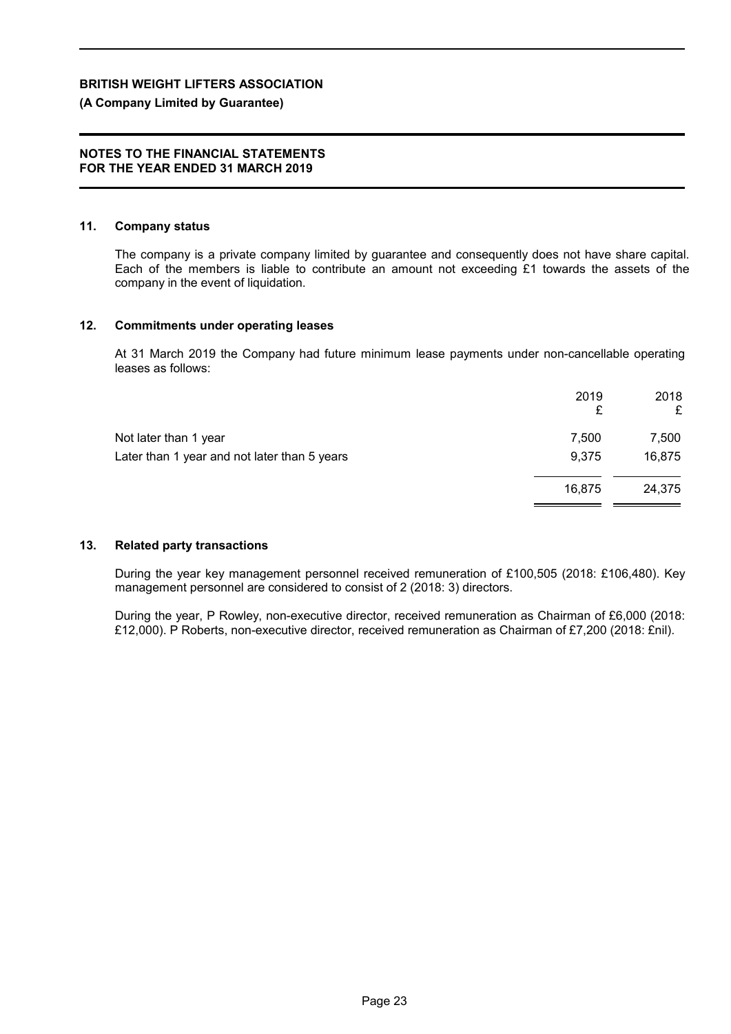**BRITISH WEIGHT LIFTERS ASSOCIATION**

**(A Company Limited by Guarantee)**

**NOTES TO THE FINANCIAL STATEMENTS**
**FOR THE YEAR ENDED 31 MARCH 2019**

## 11. Company status

The company is a private company limited by guarantee and consequently does not have share capital. Each of the members is liable to contribute an amount not exceeding £1 towards the assets of the company in the event of liquidation.

## 12. Commitments under operating leases

At 31 March 2019 the Company had future minimum lease payments under non-cancellable operating leases as follows:

| | 2019 £ | 2018 £ |
|---|---|---|
| Not later than 1 year | 7,500 | 7,500 |
| Later than 1 year and not later than 5 years | 9,375 | 16,875 |
| | 16,875 | 24,375 |

## 13. Related party transactions

During the year key management personnel received remuneration of £100,505 (2018: £106,480). Key management personnel are considered to consist of 2 (2018: 3) directors.

During the year, P Rowley, non-executive director, received remuneration as Chairman of £6,000 (2018: £12,000). P Roberts, non-executive director, received remuneration as Chairman of £7,200 (2018: £nil).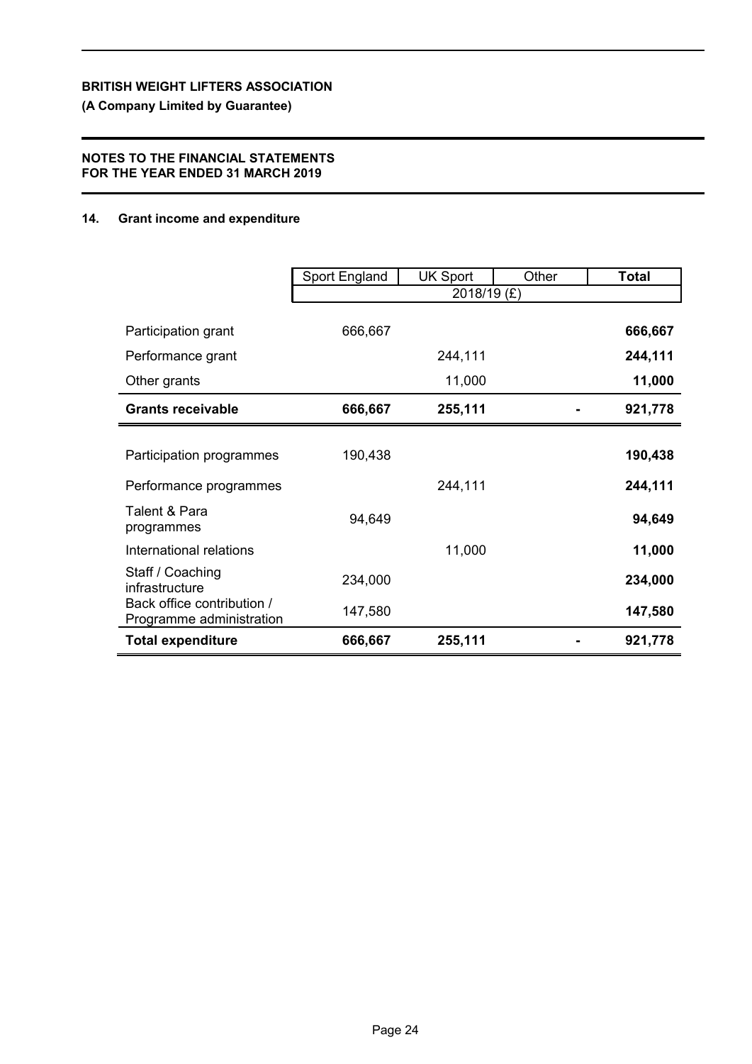**BRITISH WEIGHT LIFTERS ASSOCIATION**

**(A Company Limited by Guarantee)**

**NOTES TO THE FINANCIAL STATEMENTS**
**FOR THE YEAR ENDED 31 MARCH 2019**

## 14. Grant income and expenditure

| | Sport England | UK Sport | Other | **Total** |
|---|---|---|---|---|
| | 2018/19 (£) | | | |
| Participation grant | 666,667 | | | **666,667** |
| Performance grant | | 244,111 | | **244,111** |
| Other grants | | 11,000 | | **11,000** |
| **Grants receivable** | **666,667** | **255,111** | **-** | **921,778** |
| Participation programmes | 190,438 | | | **190,438** |
| Performance programmes | | 244,111 | | **244,111** |
| Talent & Para programmes | 94,649 | | | **94,649** |
| International relations | | 11,000 | | **11,000** |
| Staff / Coaching infrastructure | 234,000 | | | **234,000** |
| Back office contribution / Programme administration | 147,580 | | | **147,580** |
| **Total expenditure** | **666,667** | **255,111** | **-** | **921,778** |